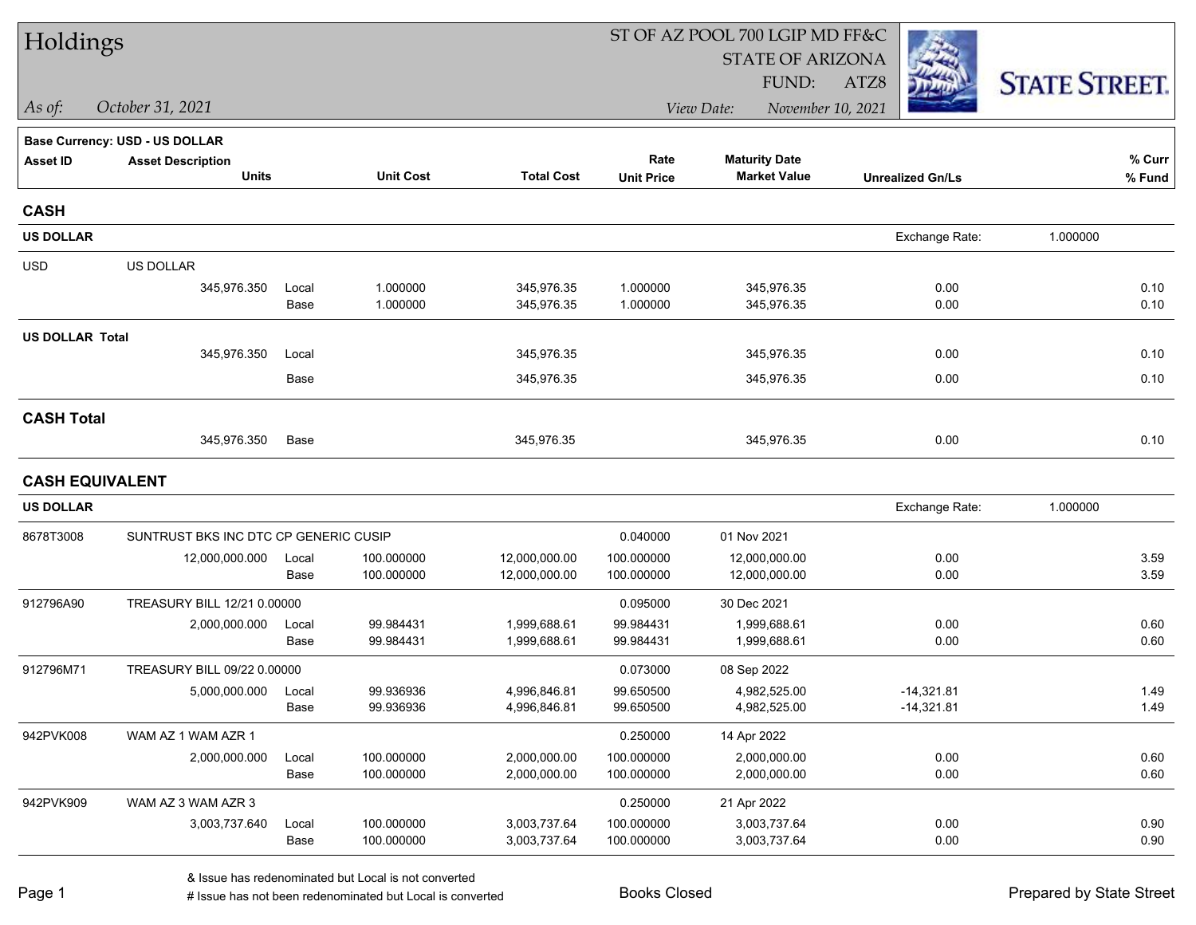# Holdings

ST OF AZ POOL 700 LGIP MD FF&C
STATE OF ARIZONA
FUND: ATZ8

*As of:* *October 31, 2021*

*View Date:* *November 10, 2021*

STATE STREET.

**Base Currency: USD - US DOLLAR**

| Asset ID | Asset Description / Units | | Unit Cost | Total Cost | Rate / Unit Price | Maturity Date / Market Value | Unrealized Gn/Ls | % Curr / % Fund |
|---|---|---|---|---|---|---|---|---|
| **CASH** | | | | | | | | |
| **US DOLLAR** | | | | | | | Exchange Rate: 1.000000 | |
| USD | US DOLLAR | | | | | | | |
| | 345,976.350 | Local | 1.000000 | 345,976.35 | 1.000000 | 345,976.35 | 0.00 | 0.10 |
| | | Base | 1.000000 | 345,976.35 | 1.000000 | 345,976.35 | 0.00 | 0.10 |
| **US DOLLAR Total** | | | | | | | | |
| | 345,976.350 | Local | | 345,976.35 | | 345,976.35 | 0.00 | 0.10 |
| | | Base | | 345,976.35 | | 345,976.35 | 0.00 | 0.10 |
| **CASH Total** | | | | | | | | |
| | 345,976.350 | Base | | 345,976.35 | | 345,976.35 | 0.00 | 0.10 |
| **CASH EQUIVALENT** | | | | | | | | |
| **US DOLLAR** | | | | | | | Exchange Rate: 1.000000 | |
| 8678T3008 | SUNTRUST BKS INC DTC CP GENERIC CUSIP | | | | 0.040000 | 01 Nov 2021 | | |
| | 12,000,000.000 | Local | 100.000000 | 12,000,000.00 | 100.000000 | 12,000,000.00 | 0.00 | 3.59 |
| | | Base | 100.000000 | 12,000,000.00 | 100.000000 | 12,000,000.00 | 0.00 | 3.59 |
| 912796A90 | TREASURY BILL 12/21 0.00000 | | | | 0.095000 | 30 Dec 2021 | | |
| | 2,000,000.000 | Local | 99.984431 | 1,999,688.61 | 99.984431 | 1,999,688.61 | 0.00 | 0.60 |
| | | Base | 99.984431 | 1,999,688.61 | 99.984431 | 1,999,688.61 | 0.00 | 0.60 |
| 912796M71 | TREASURY BILL 09/22 0.00000 | | | | 0.073000 | 08 Sep 2022 | | |
| | 5,000,000.000 | Local | 99.936936 | 4,996,846.81 | 99.650500 | 4,982,525.00 | -14,321.81 | 1.49 |
| | | Base | 99.936936 | 4,996,846.81 | 99.650500 | 4,982,525.00 | -14,321.81 | 1.49 |
| 942PVK008 | WAM AZ 1 WAM AZR 1 | | | | 0.250000 | 14 Apr 2022 | | |
| | 2,000,000.000 | Local | 100.000000 | 2,000,000.00 | 100.000000 | 2,000,000.00 | 0.00 | 0.60 |
| | | Base | 100.000000 | 2,000,000.00 | 100.000000 | 2,000,000.00 | 0.00 | 0.60 |
| 942PVK909 | WAM AZ 3 WAM AZR 3 | | | | 0.250000 | 21 Apr 2022 | | |
| | 3,003,737.640 | Local | 100.000000 | 3,003,737.64 | 100.000000 | 3,003,737.64 | 0.00 | 0.90 |
| | | Base | 100.000000 | 3,003,737.64 | 100.000000 | 3,003,737.64 | 0.00 | 0.90 |

& Issue has redenominated but Local is not converted
# Issue has not been redenominated but Local is converted

Books Closed

Prepared by State Street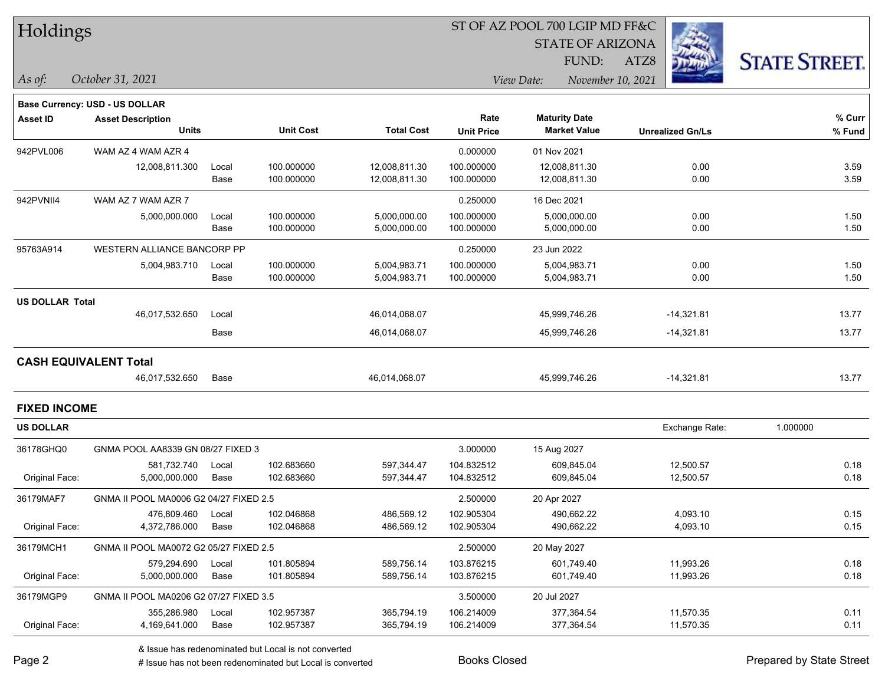# Holdings

ST OF AZ POOL 700 LGIP MD FF&C
STATE OF ARIZONA
FUND: ATZ8

*As of:* *October 31, 2021*
*View Date:* *November 10, 2021*

**Base Currency: USD - US DOLLAR**

| Asset ID | Asset Description / Units | | Unit Cost | Total Cost | Rate / Unit Price | Maturity Date / Market Value | Unrealized Gn/Ls | % Curr / % Fund |
|---|---|---|---|---|---|---|---|---|
| 942PVL006 | WAM AZ 4 WAM AZR 4 | | | | 0.000000 | 01 Nov 2021 | | |
| | 12,008,811.300 | Local | 100.000000 | 12,008,811.30 | 100.000000 | 12,008,811.30 | 0.00 | 3.59 |
| | | Base | 100.000000 | 12,008,811.30 | 100.000000 | 12,008,811.30 | 0.00 | 3.59 |
| 942PVNII4 | WAM AZ 7 WAM AZR 7 | | | | 0.250000 | 16 Dec 2021 | | |
| | 5,000,000.000 | Local | 100.000000 | 5,000,000.00 | 100.000000 | 5,000,000.00 | 0.00 | 1.50 |
| | | Base | 100.000000 | 5,000,000.00 | 100.000000 | 5,000,000.00 | 0.00 | 1.50 |
| 95763A914 | WESTERN ALLIANCE BANCORP PP | | | | 0.250000 | 23 Jun 2022 | | |
| | 5,004,983.710 | Local | 100.000000 | 5,004,983.71 | 100.000000 | 5,004,983.71 | 0.00 | 1.50 |
| | | Base | 100.000000 | 5,004,983.71 | 100.000000 | 5,004,983.71 | 0.00 | 1.50 |
| **US DOLLAR Total** | | | | | | | | |
| | 46,017,532.650 | Local | | 46,014,068.07 | | 45,999,746.26 | -14,321.81 | 13.77 |
| | | Base | | 46,014,068.07 | | 45,999,746.26 | -14,321.81 | 13.77 |
| **CASH EQUIVALENT Total** | | | | | | | | |
| | 46,017,532.650 | Base | | 46,014,068.07 | | 45,999,746.26 | -14,321.81 | 13.77 |

## FIXED INCOME

**US DOLLAR** — Exchange Rate: 1.000000

| Asset ID | Asset Description / Units | | Unit Cost | Total Cost | Rate / Unit Price | Maturity Date / Market Value | Unrealized Gn/Ls | % Curr / % Fund |
|---|---|---|---|---|---|---|---|---|
| 36178GHQ0 | GNMA POOL AA8339 GN 08/27 FIXED 3 | | | | 3.000000 | 15 Aug 2027 | | |
| | 581,732.740 | Local | 102.683660 | 597,344.47 | 104.832512 | 609,845.04 | 12,500.57 | 0.18 |
| Original Face: | 5,000,000.000 | Base | 102.683660 | 597,344.47 | 104.832512 | 609,845.04 | 12,500.57 | 0.18 |
| 36179MAF7 | GNMA II POOL MA0006 G2 04/27 FIXED 2.5 | | | | 2.500000 | 20 Apr 2027 | | |
| | 476,809.460 | Local | 102.046868 | 486,569.12 | 102.905304 | 490,662.22 | 4,093.10 | 0.15 |
| Original Face: | 4,372,786.000 | Base | 102.046868 | 486,569.12 | 102.905304 | 490,662.22 | 4,093.10 | 0.15 |
| 36179MCH1 | GNMA II POOL MA0072 G2 05/27 FIXED 2.5 | | | | 2.500000 | 20 May 2027 | | |
| | 579,294.690 | Local | 101.805894 | 589,756.14 | 103.876215 | 601,749.40 | 11,993.26 | 0.18 |
| Original Face: | 5,000,000.000 | Base | 101.805894 | 589,756.14 | 103.876215 | 601,749.40 | 11,993.26 | 0.18 |
| 36179MGP9 | GNMA II POOL MA0206 G2 07/27 FIXED 3.5 | | | | 3.500000 | 20 Jul 2027 | | |
| | 355,286.980 | Local | 102.957387 | 365,794.19 | 106.214009 | 377,364.54 | 11,570.35 | 0.11 |
| Original Face: | 4,169,641.000 | Base | 102.957387 | 365,794.19 | 106.214009 | 377,364.54 | 11,570.35 | 0.11 |

& Issue has redenominated but Local is not converted
# Issue has not been redenominated but Local is converted

Books Closed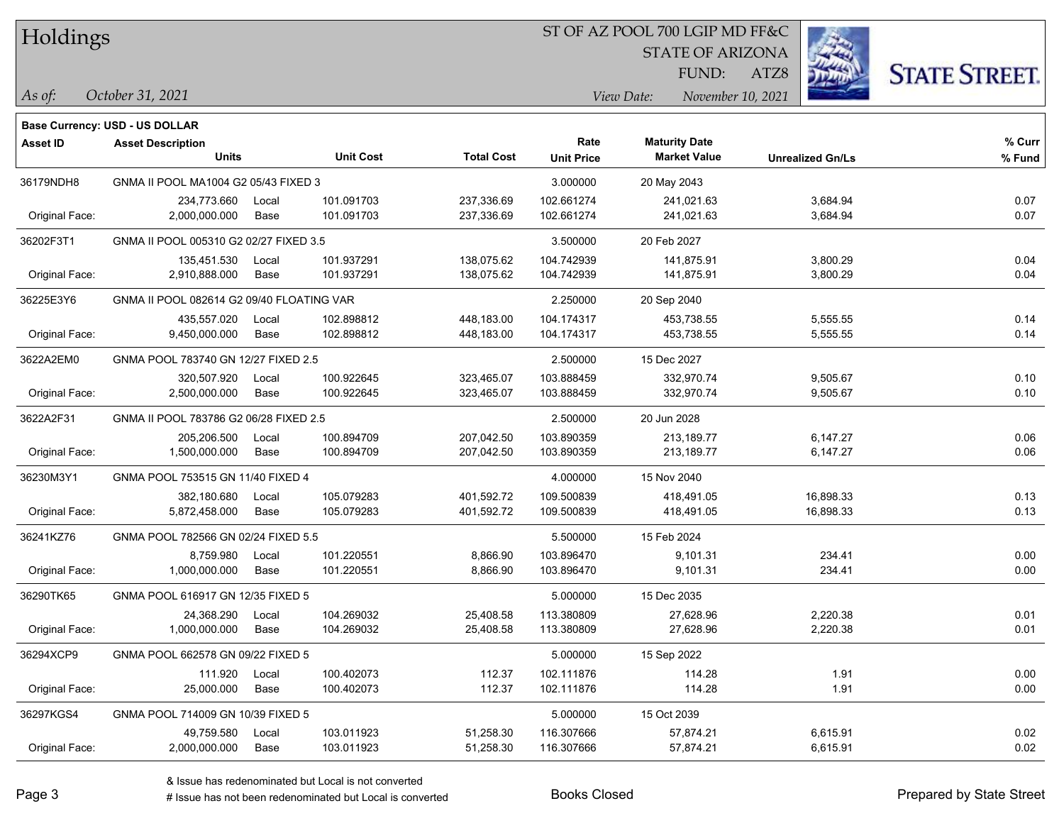# Holdings

ST OF AZ POOL 700 LGIP MD FF&C
STATE OF ARIZONA
FUND: ATZ8

*As of:* *October 31, 2021*
*View Date:* *November 10, 2021*

**Base Currency: USD - US DOLLAR**

| Asset ID | Asset Description / Units | | Unit Cost | Total Cost | Rate / Unit Price | Maturity Date / Market Value | Unrealized Gn/Ls | % Curr / % Fund |
|---|---|---|---|---|---|---|---|---|
| 36179NDH8 | GNMA II POOL MA1004 G2 05/43 FIXED 3 | | | | 3.000000 | 20 May 2043 | | |
| | 234,773.660 | Local | 101.091703 | 237,336.69 | 102.661274 | 241,021.63 | 3,684.94 | 0.07 |
| Original Face: | 2,000,000.000 | Base | 101.091703 | 237,336.69 | 102.661274 | 241,021.63 | 3,684.94 | 0.07 |
| 36202F3T1 | GNMA II POOL 005310 G2 02/27 FIXED 3.5 | | | | 3.500000 | 20 Feb 2027 | | |
| | 135,451.530 | Local | 101.937291 | 138,075.62 | 104.742939 | 141,875.91 | 3,800.29 | 0.04 |
| Original Face: | 2,910,888.000 | Base | 101.937291 | 138,075.62 | 104.742939 | 141,875.91 | 3,800.29 | 0.04 |
| 36225E3Y6 | GNMA II POOL 082614 G2 09/40 FLOATING VAR | | | | 2.250000 | 20 Sep 2040 | | |
| | 435,557.020 | Local | 102.898812 | 448,183.00 | 104.174317 | 453,738.55 | 5,555.55 | 0.14 |
| Original Face: | 9,450,000.000 | Base | 102.898812 | 448,183.00 | 104.174317 | 453,738.55 | 5,555.55 | 0.14 |
| 3622A2EM0 | GNMA POOL 783740 GN 12/27 FIXED 2.5 | | | | 2.500000 | 15 Dec 2027 | | |
| | 320,507.920 | Local | 100.922645 | 323,465.07 | 103.888459 | 332,970.74 | 9,505.67 | 0.10 |
| Original Face: | 2,500,000.000 | Base | 100.922645 | 323,465.07 | 103.888459 | 332,970.74 | 9,505.67 | 0.10 |
| 3622A2F31 | GNMA II POOL 783786 G2 06/28 FIXED 2.5 | | | | 2.500000 | 20 Jun 2028 | | |
| | 205,206.500 | Local | 100.894709 | 207,042.50 | 103.890359 | 213,189.77 | 6,147.27 | 0.06 |
| Original Face: | 1,500,000.000 | Base | 100.894709 | 207,042.50 | 103.890359 | 213,189.77 | 6,147.27 | 0.06 |
| 36230M3Y1 | GNMA POOL 753515 GN 11/40 FIXED 4 | | | | 4.000000 | 15 Nov 2040 | | |
| | 382,180.680 | Local | 105.079283 | 401,592.72 | 109.500839 | 418,491.05 | 16,898.33 | 0.13 |
| Original Face: | 5,872,458.000 | Base | 105.079283 | 401,592.72 | 109.500839 | 418,491.05 | 16,898.33 | 0.13 |
| 36241KZ76 | GNMA POOL 782566 GN 02/24 FIXED 5.5 | | | | 5.500000 | 15 Feb 2024 | | |
| | 8,759.980 | Local | 101.220551 | 8,866.90 | 103.896470 | 9,101.31 | 234.41 | 0.00 |
| Original Face: | 1,000,000.000 | Base | 101.220551 | 8,866.90 | 103.896470 | 9,101.31 | 234.41 | 0.00 |
| 36290TK65 | GNMA POOL 616917 GN 12/35 FIXED 5 | | | | 5.000000 | 15 Dec 2035 | | |
| | 24,368.290 | Local | 104.269032 | 25,408.58 | 113.380809 | 27,628.96 | 2,220.38 | 0.01 |
| Original Face: | 1,000,000.000 | Base | 104.269032 | 25,408.58 | 113.380809 | 27,628.96 | 2,220.38 | 0.01 |
| 36294XCP9 | GNMA POOL 662578 GN 09/22 FIXED 5 | | | | 5.000000 | 15 Sep 2022 | | |
| | 111.920 | Local | 100.402073 | 112.37 | 102.111876 | 114.28 | 1.91 | 0.00 |
| Original Face: | 25,000.000 | Base | 100.402073 | 112.37 | 102.111876 | 114.28 | 1.91 | 0.00 |
| 36297KGS4 | GNMA POOL 714009 GN 10/39 FIXED 5 | | | | 5.000000 | 15 Oct 2039 | | |
| | 49,759.580 | Local | 103.011923 | 51,258.30 | 116.307666 | 57,874.21 | 6,615.91 | 0.02 |
| Original Face: | 2,000,000.000 | Base | 103.011923 | 51,258.30 | 116.307666 | 57,874.21 | 6,615.91 | 0.02 |

& Issue has redenominated but Local is not converted
# Issue has not been redenominated but Local is converted

Books Closed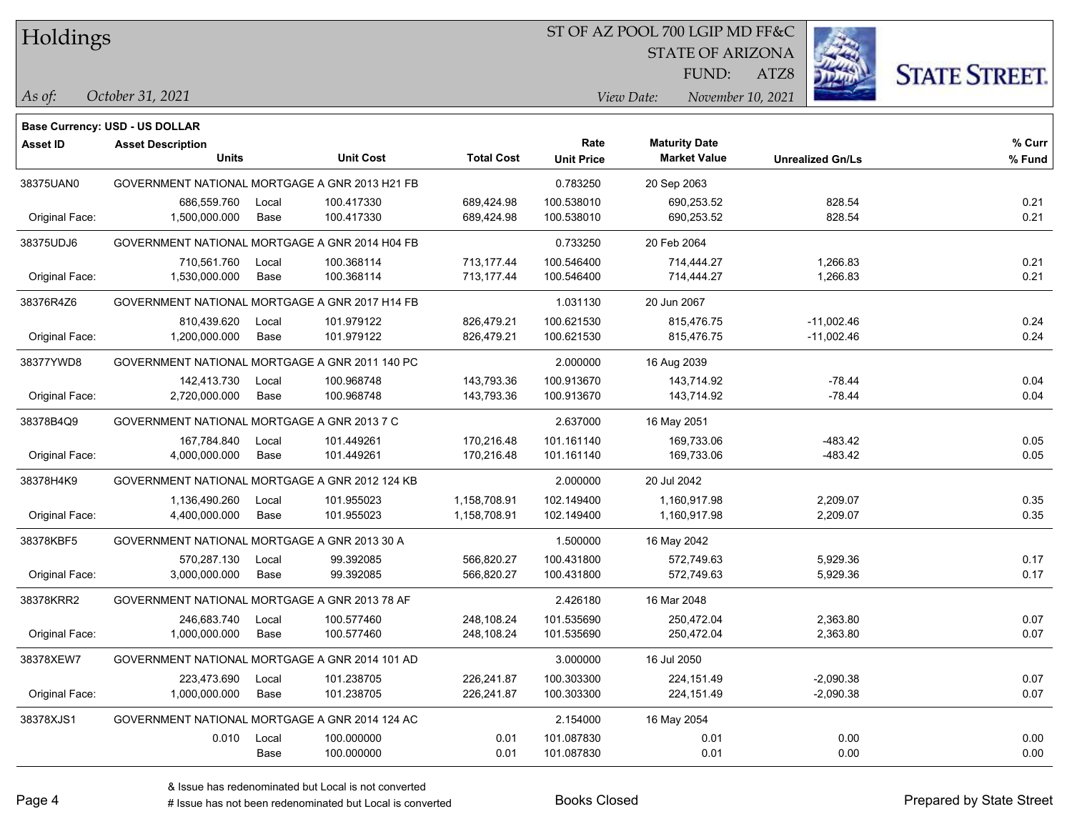# Holdings

ST OF AZ POOL 700 LGIP MD FF&C
STATE OF ARIZONA
FUND: ATZ8

*As of:* *October 31, 2021*
*View Date:* *November 10, 2021*

**Base Currency: USD - US DOLLAR**

| Asset ID | Asset Description / Units | | Unit Cost | Total Cost | Rate / Unit Price | Maturity Date / Market Value | Unrealized Gn/Ls | % Curr / % Fund |
|---|---|---|---|---|---|---|---|---|
| 38375UAN0 | GOVERNMENT NATIONAL MORTGAGE A GNR 2013 H21 FB | | | | 0.783250 | 20 Sep 2063 | | |
| | 686,559.760 | Local | 100.417330 | 689,424.98 | 100.538010 | 690,253.52 | 828.54 | 0.21 |
| Original Face: | 1,500,000.000 | Base | 100.417330 | 689,424.98 | 100.538010 | 690,253.52 | 828.54 | 0.21 |
| 38375UDJ6 | GOVERNMENT NATIONAL MORTGAGE A GNR 2014 H04 FB | | | | 0.733250 | 20 Feb 2064 | | |
| | 710,561.760 | Local | 100.368114 | 713,177.44 | 100.546400 | 714,444.27 | 1,266.83 | 0.21 |
| Original Face: | 1,530,000.000 | Base | 100.368114 | 713,177.44 | 100.546400 | 714,444.27 | 1,266.83 | 0.21 |
| 38376R4Z6 | GOVERNMENT NATIONAL MORTGAGE A GNR 2017 H14 FB | | | | 1.031130 | 20 Jun 2067 | | |
| | 810,439.620 | Local | 101.979122 | 826,479.21 | 100.621530 | 815,476.75 | -11,002.46 | 0.24 |
| Original Face: | 1,200,000.000 | Base | 101.979122 | 826,479.21 | 100.621530 | 815,476.75 | -11,002.46 | 0.24 |
| 38377YWD8 | GOVERNMENT NATIONAL MORTGAGE A GNR 2011 140 PC | | | | 2.000000 | 16 Aug 2039 | | |
| | 142,413.730 | Local | 100.968748 | 143,793.36 | 100.913670 | 143,714.92 | -78.44 | 0.04 |
| Original Face: | 2,720,000.000 | Base | 100.968748 | 143,793.36 | 100.913670 | 143,714.92 | -78.44 | 0.04 |
| 38378B4Q9 | GOVERNMENT NATIONAL MORTGAGE A GNR 2013 7 C | | | | 2.637000 | 16 May 2051 | | |
| | 167,784.840 | Local | 101.449261 | 170,216.48 | 101.161140 | 169,733.06 | -483.42 | 0.05 |
| Original Face: | 4,000,000.000 | Base | 101.449261 | 170,216.48 | 101.161140 | 169,733.06 | -483.42 | 0.05 |
| 38378H4K9 | GOVERNMENT NATIONAL MORTGAGE A GNR 2012 124 KB | | | | 2.000000 | 20 Jul 2042 | | |
| | 1,136,490.260 | Local | 101.955023 | 1,158,708.91 | 102.149400 | 1,160,917.98 | 2,209.07 | 0.35 |
| Original Face: | 4,400,000.000 | Base | 101.955023 | 1,158,708.91 | 102.149400 | 1,160,917.98 | 2,209.07 | 0.35 |
| 38378KBF5 | GOVERNMENT NATIONAL MORTGAGE A GNR 2013 30 A | | | | 1.500000 | 16 May 2042 | | |
| | 570,287.130 | Local | 99.392085 | 566,820.27 | 100.431800 | 572,749.63 | 5,929.36 | 0.17 |
| Original Face: | 3,000,000.000 | Base | 99.392085 | 566,820.27 | 100.431800 | 572,749.63 | 5,929.36 | 0.17 |
| 38378KRR2 | GOVERNMENT NATIONAL MORTGAGE A GNR 2013 78 AF | | | | 2.426180 | 16 Mar 2048 | | |
| | 246,683.740 | Local | 100.577460 | 248,108.24 | 101.535690 | 250,472.04 | 2,363.80 | 0.07 |
| Original Face: | 1,000,000.000 | Base | 100.577460 | 248,108.24 | 101.535690 | 250,472.04 | 2,363.80 | 0.07 |
| 38378XEW7 | GOVERNMENT NATIONAL MORTGAGE A GNR 2014 101 AD | | | | 3.000000 | 16 Jul 2050 | | |
| | 223,473.690 | Local | 101.238705 | 226,241.87 | 100.303300 | 224,151.49 | -2,090.38 | 0.07 |
| Original Face: | 1,000,000.000 | Base | 101.238705 | 226,241.87 | 100.303300 | 224,151.49 | -2,090.38 | 0.07 |
| 38378XJS1 | GOVERNMENT NATIONAL MORTGAGE A GNR 2014 124 AC | | | | 2.154000 | 16 May 2054 | | |
| | 0.010 | Local | 100.000000 | 0.01 | 101.087830 | 0.01 | 0.00 | 0.00 |
| | | Base | 100.000000 | 0.01 | 101.087830 | 0.01 | 0.00 | 0.00 |

& Issue has redenominated but Local is not converted
# Issue has not been redenominated but Local is converted

Books Closed

Prepared by State Street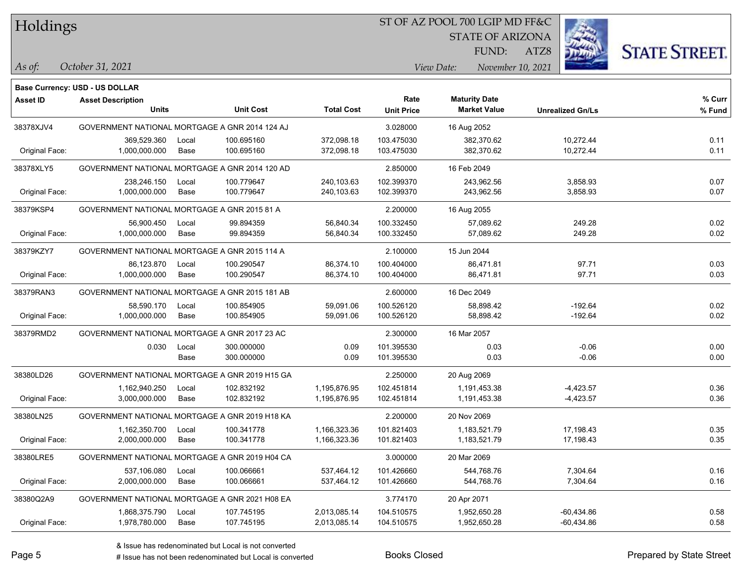# Holdings

ST OF AZ POOL 700 LGIP MD FF&C
STATE OF ARIZONA
FUND: ATZ8

*As of:* *October 31, 2021*
*View Date:* *November 10, 2021*

**Base Currency: USD - US DOLLAR**

| Asset ID | Asset Description / Units | | Unit Cost | Total Cost | Rate / Unit Price | Maturity Date / Market Value | Unrealized Gn/Ls | % Curr / % Fund |
|---|---|---|---|---|---|---|---|---|
| 38378XJV4 | GOVERNMENT NATIONAL MORTGAGE A GNR 2014 124 AJ | | | | 3.028000 | 16 Aug 2052 | | |
| | 369,529.360 | Local | 100.695160 | 372,098.18 | 103.475030 | 382,370.62 | 10,272.44 | 0.11 |
| Original Face: | 1,000,000.000 | Base | 100.695160 | 372,098.18 | 103.475030 | 382,370.62 | 10,272.44 | 0.11 |
| 38378XLY5 | GOVERNMENT NATIONAL MORTGAGE A GNR 2014 120 AD | | | | 2.850000 | 16 Feb 2049 | | |
| | 238,246.150 | Local | 100.779647 | 240,103.63 | 102.399370 | 243,962.56 | 3,858.93 | 0.07 |
| Original Face: | 1,000,000.000 | Base | 100.779647 | 240,103.63 | 102.399370 | 243,962.56 | 3,858.93 | 0.07 |
| 38379KSP4 | GOVERNMENT NATIONAL MORTGAGE A GNR 2015 81 A | | | | 2.200000 | 16 Aug 2055 | | |
| | 56,900.450 | Local | 99.894359 | 56,840.34 | 100.332450 | 57,089.62 | 249.28 | 0.02 |
| Original Face: | 1,000,000.000 | Base | 99.894359 | 56,840.34 | 100.332450 | 57,089.62 | 249.28 | 0.02 |
| 38379KZY7 | GOVERNMENT NATIONAL MORTGAGE A GNR 2015 114 A | | | | 2.100000 | 15 Jun 2044 | | |
| | 86,123.870 | Local | 100.290547 | 86,374.10 | 100.404000 | 86,471.81 | 97.71 | 0.03 |
| Original Face: | 1,000,000.000 | Base | 100.290547 | 86,374.10 | 100.404000 | 86,471.81 | 97.71 | 0.03 |
| 38379RAN3 | GOVERNMENT NATIONAL MORTGAGE A GNR 2015 181 AB | | | | 2.600000 | 16 Dec 2049 | | |
| | 58,590.170 | Local | 100.854905 | 59,091.06 | 100.526120 | 58,898.42 | -192.64 | 0.02 |
| Original Face: | 1,000,000.000 | Base | 100.854905 | 59,091.06 | 100.526120 | 58,898.42 | -192.64 | 0.02 |
| 38379RMD2 | GOVERNMENT NATIONAL MORTGAGE A GNR 2017 23 AC | | | | 2.300000 | 16 Mar 2057 | | |
| | 0.030 | Local | 300.000000 | 0.09 | 101.395530 | 0.03 | -0.06 | 0.00 |
| | | Base | 300.000000 | 0.09 | 101.395530 | 0.03 | -0.06 | 0.00 |
| 38380LD26 | GOVERNMENT NATIONAL MORTGAGE A GNR 2019 H15 GA | | | | 2.250000 | 20 Aug 2069 | | |
| | 1,162,940.250 | Local | 102.832192 | 1,195,876.95 | 102.451814 | 1,191,453.38 | -4,423.57 | 0.36 |
| Original Face: | 3,000,000.000 | Base | 102.832192 | 1,195,876.95 | 102.451814 | 1,191,453.38 | -4,423.57 | 0.36 |
| 38380LN25 | GOVERNMENT NATIONAL MORTGAGE A GNR 2019 H18 KA | | | | 2.200000 | 20 Nov 2069 | | |
| | 1,162,350.700 | Local | 100.341778 | 1,166,323.36 | 101.821403 | 1,183,521.79 | 17,198.43 | 0.35 |
| Original Face: | 2,000,000.000 | Base | 100.341778 | 1,166,323.36 | 101.821403 | 1,183,521.79 | 17,198.43 | 0.35 |
| 38380LRE5 | GOVERNMENT NATIONAL MORTGAGE A GNR 2019 H04 CA | | | | 3.000000 | 20 Mar 2069 | | |
| | 537,106.080 | Local | 100.066661 | 537,464.12 | 101.426660 | 544,768.76 | 7,304.64 | 0.16 |
| Original Face: | 2,000,000.000 | Base | 100.066661 | 537,464.12 | 101.426660 | 544,768.76 | 7,304.64 | 0.16 |
| 38380Q2A9 | GOVERNMENT NATIONAL MORTGAGE A GNR 2021 H08 EA | | | | 3.774170 | 20 Apr 2071 | | |
| | 1,868,375.790 | Local | 107.745195 | 2,013,085.14 | 104.510575 | 1,952,650.28 | -60,434.86 | 0.58 |
| Original Face: | 1,978,780.000 | Base | 107.745195 | 2,013,085.14 | 104.510575 | 1,952,650.28 | -60,434.86 | 0.58 |

& Issue has redenominated but Local is not converted
# Issue has not been redenominated but Local is converted

Books Closed

Prepared by State Street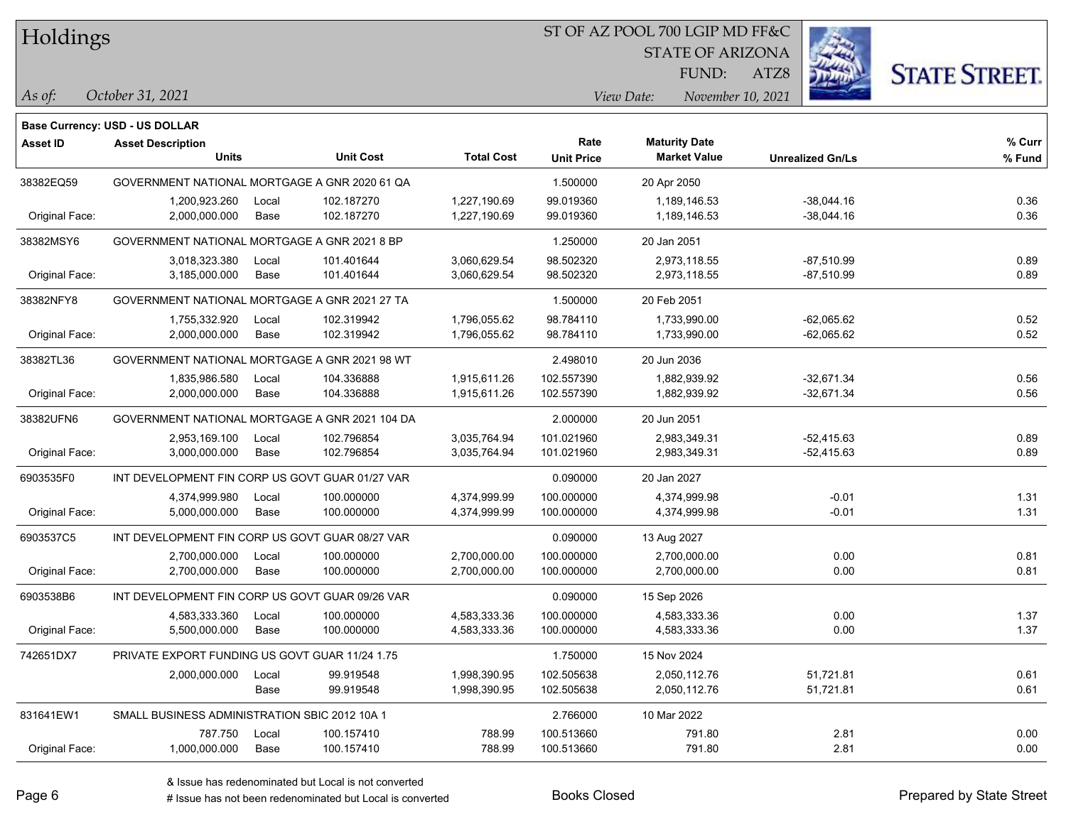# Holdings

ST OF AZ POOL 700 LGIP MD FF&C
STATE OF ARIZONA
FUND: ATZ8

*As of:* *October 31, 2021*

*View Date:* *November 10, 2021*

**Base Currency: USD - US DOLLAR**

| Asset ID | Asset Description / Units | | Unit Cost | Total Cost | Rate / Unit Price | Maturity Date / Market Value | Unrealized Gn/Ls | % Curr / % Fund |
|---|---|---|---|---|---|---|---|---|
| 38382EQ59 | GOVERNMENT NATIONAL MORTGAGE A GNR 2020 61 QA | | | | 1.500000 | 20 Apr 2050 | | |
| | 1,200,923.260 | Local | 102.187270 | 1,227,190.69 | 99.019360 | 1,189,146.53 | -38,044.16 | 0.36 |
| Original Face: | 2,000,000.000 | Base | 102.187270 | 1,227,190.69 | 99.019360 | 1,189,146.53 | -38,044.16 | 0.36 |
| 38382MSY6 | GOVERNMENT NATIONAL MORTGAGE A GNR 2021 8 BP | | | | 1.250000 | 20 Jan 2051 | | |
| | 3,018,323.380 | Local | 101.401644 | 3,060,629.54 | 98.502320 | 2,973,118.55 | -87,510.99 | 0.89 |
| Original Face: | 3,185,000.000 | Base | 101.401644 | 3,060,629.54 | 98.502320 | 2,973,118.55 | -87,510.99 | 0.89 |
| 38382NFY8 | GOVERNMENT NATIONAL MORTGAGE A GNR 2021 27 TA | | | | 1.500000 | 20 Feb 2051 | | |
| | 1,755,332.920 | Local | 102.319942 | 1,796,055.62 | 98.784110 | 1,733,990.00 | -62,065.62 | 0.52 |
| Original Face: | 2,000,000.000 | Base | 102.319942 | 1,796,055.62 | 98.784110 | 1,733,990.00 | -62,065.62 | 0.52 |
| 38382TL36 | GOVERNMENT NATIONAL MORTGAGE A GNR 2021 98 WT | | | | 2.498010 | 20 Jun 2036 | | |
| | 1,835,986.580 | Local | 104.336888 | 1,915,611.26 | 102.557390 | 1,882,939.92 | -32,671.34 | 0.56 |
| Original Face: | 2,000,000.000 | Base | 104.336888 | 1,915,611.26 | 102.557390 | 1,882,939.92 | -32,671.34 | 0.56 |
| 38382UFN6 | GOVERNMENT NATIONAL MORTGAGE A GNR 2021 104 DA | | | | 2.000000 | 20 Jun 2051 | | |
| | 2,953,169.100 | Local | 102.796854 | 3,035,764.94 | 101.021960 | 2,983,349.31 | -52,415.63 | 0.89 |
| Original Face: | 3,000,000.000 | Base | 102.796854 | 3,035,764.94 | 101.021960 | 2,983,349.31 | -52,415.63 | 0.89 |
| 6903535F0 | INT DEVELOPMENT FIN CORP US GOVT GUAR 01/27 VAR | | | | 0.090000 | 20 Jan 2027 | | |
| | 4,374,999.980 | Local | 100.000000 | 4,374,999.99 | 100.000000 | 4,374,999.98 | -0.01 | 1.31 |
| Original Face: | 5,000,000.000 | Base | 100.000000 | 4,374,999.99 | 100.000000 | 4,374,999.98 | -0.01 | 1.31 |
| 6903537C5 | INT DEVELOPMENT FIN CORP US GOVT GUAR 08/27 VAR | | | | 0.090000 | 13 Aug 2027 | | |
| | 2,700,000.000 | Local | 100.000000 | 2,700,000.00 | 100.000000 | 2,700,000.00 | 0.00 | 0.81 |
| Original Face: | 2,700,000.000 | Base | 100.000000 | 2,700,000.00 | 100.000000 | 2,700,000.00 | 0.00 | 0.81 |
| 6903538B6 | INT DEVELOPMENT FIN CORP US GOVT GUAR 09/26 VAR | | | | 0.090000 | 15 Sep 2026 | | |
| | 4,583,333.360 | Local | 100.000000 | 4,583,333.36 | 100.000000 | 4,583,333.36 | 0.00 | 1.37 |
| Original Face: | 5,500,000.000 | Base | 100.000000 | 4,583,333.36 | 100.000000 | 4,583,333.36 | 0.00 | 1.37 |
| 742651DX7 | PRIVATE EXPORT FUNDING US GOVT GUAR 11/24 1.75 | | | | 1.750000 | 15 Nov 2024 | | |
| | 2,000,000.000 | Local | 99.919548 | 1,998,390.95 | 102.505638 | 2,050,112.76 | 51,721.81 | 0.61 |
| | | Base | 99.919548 | 1,998,390.95 | 102.505638 | 2,050,112.76 | 51,721.81 | 0.61 |
| 831641EW1 | SMALL BUSINESS ADMINISTRATION SBIC 2012 10A 1 | | | | 2.766000 | 10 Mar 2022 | | |
| | 787.750 | Local | 100.157410 | 788.99 | 100.513660 | 791.80 | 2.81 | 0.00 |
| Original Face: | 1,000,000.000 | Base | 100.157410 | 788.99 | 100.513660 | 791.80 | 2.81 | 0.00 |

& Issue has redenominated but Local is not converted
# Issue has not been redenominated but Local is converted

Books Closed

Prepared by State Street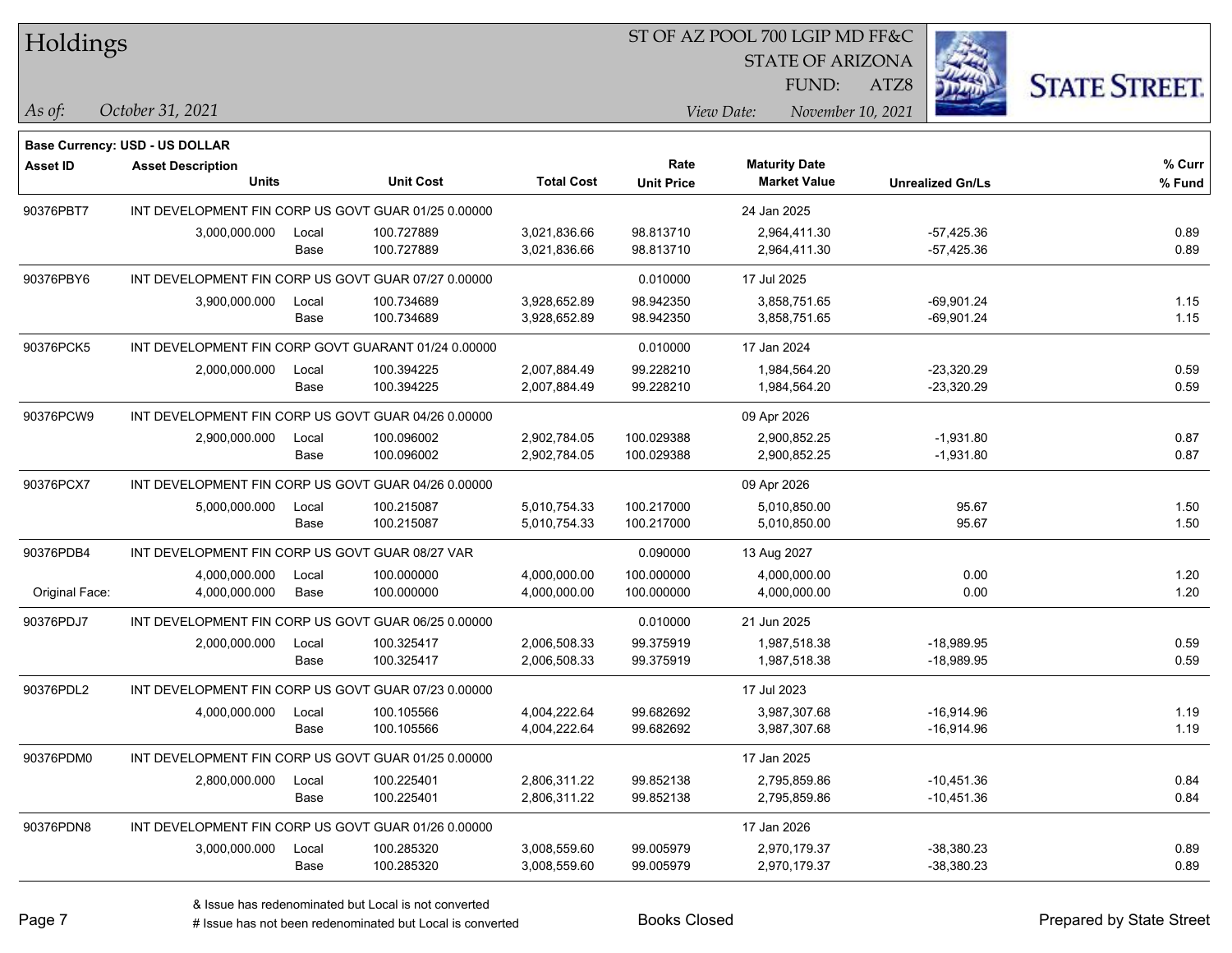# Holdings

ST OF AZ POOL 700 LGIP MD FF&C
STATE OF ARIZONA
FUND: ATZ8

*As of:* *October 31, 2021*    *View Date:* *November 10, 2021*

**Base Currency: USD - US DOLLAR**

| Asset ID | Asset Description / Units | | Unit Cost | Total Cost | Rate / Unit Price | Maturity Date / Market Value | Unrealized Gn/Ls | % Curr / % Fund |
|---|---|---|---|---|---|---|---|---|
| 90376PBT7 | INT DEVELOPMENT FIN CORP US GOVT GUAR 01/25 0.00000 | | | | | 24 Jan 2025 | | |
| | 3,000,000.000 | Local | 100.727889 | 3,021,836.66 | 98.813710 | 2,964,411.30 | -57,425.36 | 0.89 |
| | | Base | 100.727889 | 3,021,836.66 | 98.813710 | 2,964,411.30 | -57,425.36 | 0.89 |
| 90376PBY6 | INT DEVELOPMENT FIN CORP US GOVT GUAR 07/27 0.00000 | | | | 0.010000 | 17 Jul 2025 | | |
| | 3,900,000.000 | Local | 100.734689 | 3,928,652.89 | 98.942350 | 3,858,751.65 | -69,901.24 | 1.15 |
| | | Base | 100.734689 | 3,928,652.89 | 98.942350 | 3,858,751.65 | -69,901.24 | 1.15 |
| 90376PCK5 | INT DEVELOPMENT FIN CORP GOVT GUARANT 01/24 0.00000 | | | | 0.010000 | 17 Jan 2024 | | |
| | 2,000,000.000 | Local | 100.394225 | 2,007,884.49 | 99.228210 | 1,984,564.20 | -23,320.29 | 0.59 |
| | | Base | 100.394225 | 2,007,884.49 | 99.228210 | 1,984,564.20 | -23,320.29 | 0.59 |
| 90376PCW9 | INT DEVELOPMENT FIN CORP US GOVT GUAR 04/26 0.00000 | | | | | 09 Apr 2026 | | |
| | 2,900,000.000 | Local | 100.096002 | 2,902,784.05 | 100.029388 | 2,900,852.25 | -1,931.80 | 0.87 |
| | | Base | 100.096002 | 2,902,784.05 | 100.029388 | 2,900,852.25 | -1,931.80 | 0.87 |
| 90376PCX7 | INT DEVELOPMENT FIN CORP US GOVT GUAR 04/26 0.00000 | | | | | 09 Apr 2026 | | |
| | 5,000,000.000 | Local | 100.215087 | 5,010,754.33 | 100.217000 | 5,010,850.00 | 95.67 | 1.50 |
| | | Base | 100.215087 | 5,010,754.33 | 100.217000 | 5,010,850.00 | 95.67 | 1.50 |
| 90376PDB4 | INT DEVELOPMENT FIN CORP US GOVT GUAR 08/27 VAR | | | | 0.090000 | 13 Aug 2027 | | |
| | 4,000,000.000 | Local | 100.000000 | 4,000,000.00 | 100.000000 | 4,000,000.00 | 0.00 | 1.20 |
| Original Face: | 4,000,000.000 | Base | 100.000000 | 4,000,000.00 | 100.000000 | 4,000,000.00 | 0.00 | 1.20 |
| 90376PDJ7 | INT DEVELOPMENT FIN CORP US GOVT GUAR 06/25 0.00000 | | | | 0.010000 | 21 Jun 2025 | | |
| | 2,000,000.000 | Local | 100.325417 | 2,006,508.33 | 99.375919 | 1,987,518.38 | -18,989.95 | 0.59 |
| | | Base | 100.325417 | 2,006,508.33 | 99.375919 | 1,987,518.38 | -18,989.95 | 0.59 |
| 90376PDL2 | INT DEVELOPMENT FIN CORP US GOVT GUAR 07/23 0.00000 | | | | | 17 Jul 2023 | | |
| | 4,000,000.000 | Local | 100.105566 | 4,004,222.64 | 99.682692 | 3,987,307.68 | -16,914.96 | 1.19 |
| | | Base | 100.105566 | 4,004,222.64 | 99.682692 | 3,987,307.68 | -16,914.96 | 1.19 |
| 90376PDM0 | INT DEVELOPMENT FIN CORP US GOVT GUAR 01/25 0.00000 | | | | | 17 Jan 2025 | | |
| | 2,800,000.000 | Local | 100.225401 | 2,806,311.22 | 99.852138 | 2,795,859.86 | -10,451.36 | 0.84 |
| | | Base | 100.225401 | 2,806,311.22 | 99.852138 | 2,795,859.86 | -10,451.36 | 0.84 |
| 90376PDN8 | INT DEVELOPMENT FIN CORP US GOVT GUAR 01/26 0.00000 | | | | | 17 Jan 2026 | | |
| | 3,000,000.000 | Local | 100.285320 | 3,008,559.60 | 99.005979 | 2,970,179.37 | -38,380.23 | 0.89 |
| | | Base | 100.285320 | 3,008,559.60 | 99.005979 | 2,970,179.37 | -38,380.23 | 0.89 |

& Issue has redenominated but Local is not converted
# Issue has not been redenominated but Local is converted

Books Closed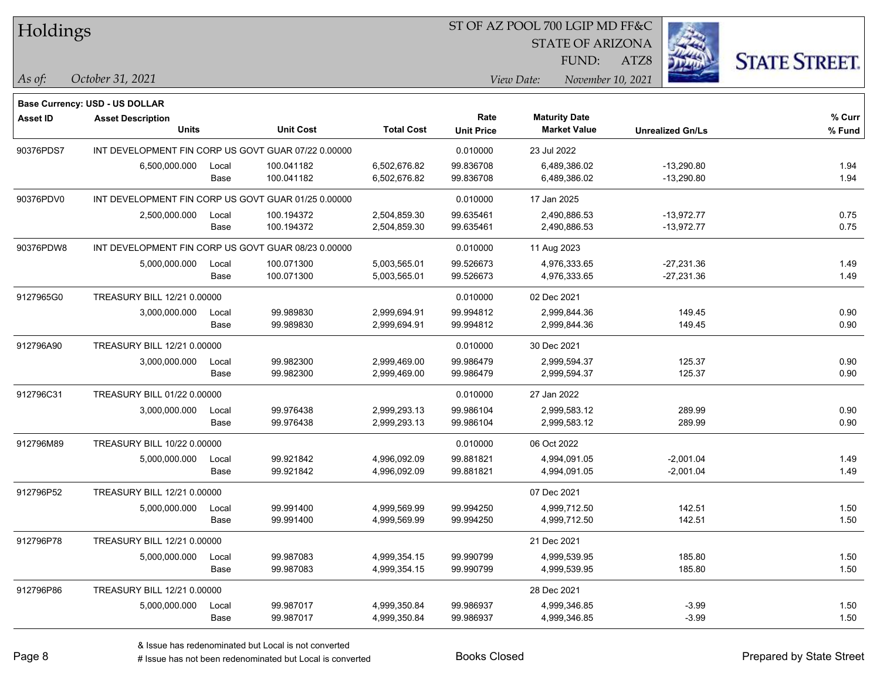# Holdings

ST OF AZ POOL 700 LGIP MD FF&C
STATE OF ARIZONA
FUND: ATZ8

*As of:* *October 31, 2021*

*View Date:* *November 10, 2021*

**Base Currency: USD - US DOLLAR**

| Asset ID | Asset Description / Units | | Unit Cost | Total Cost | Rate / Unit Price | Maturity Date / Market Value | Unrealized Gn/Ls | % Curr / % Fund |
|---|---|---|---|---|---|---|---|---|
| 90376PDS7 | INT DEVELOPMENT FIN CORP US GOVT GUAR 07/22 0.00000 | | | | 0.010000 | 23 Jul 2022 | | |
| | 6,500,000.000 | Local | 100.041182 | 6,502,676.82 | 99.836708 | 6,489,386.02 | -13,290.80 | 1.94 |
| | | Base | 100.041182 | 6,502,676.82 | 99.836708 | 6,489,386.02 | -13,290.80 | 1.94 |
| 90376PDV0 | INT DEVELOPMENT FIN CORP US GOVT GUAR 01/25 0.00000 | | | | 0.010000 | 17 Jan 2025 | | |
| | 2,500,000.000 | Local | 100.194372 | 2,504,859.30 | 99.635461 | 2,490,886.53 | -13,972.77 | 0.75 |
| | | Base | 100.194372 | 2,504,859.30 | 99.635461 | 2,490,886.53 | -13,972.77 | 0.75 |
| 90376PDW8 | INT DEVELOPMENT FIN CORP US GOVT GUAR 08/23 0.00000 | | | | 0.010000 | 11 Aug 2023 | | |
| | 5,000,000.000 | Local | 100.071300 | 5,003,565.01 | 99.526673 | 4,976,333.65 | -27,231.36 | 1.49 |
| | | Base | 100.071300 | 5,003,565.01 | 99.526673 | 4,976,333.65 | -27,231.36 | 1.49 |
| 9127965G0 | TREASURY BILL 12/21 0.00000 | | | | 0.010000 | 02 Dec 2021 | | |
| | 3,000,000.000 | Local | 99.989830 | 2,999,694.91 | 99.994812 | 2,999,844.36 | 149.45 | 0.90 |
| | | Base | 99.989830 | 2,999,694.91 | 99.994812 | 2,999,844.36 | 149.45 | 0.90 |
| 912796A90 | TREASURY BILL 12/21 0.00000 | | | | 0.010000 | 30 Dec 2021 | | |
| | 3,000,000.000 | Local | 99.982300 | 2,999,469.00 | 99.986479 | 2,999,594.37 | 125.37 | 0.90 |
| | | Base | 99.982300 | 2,999,469.00 | 99.986479 | 2,999,594.37 | 125.37 | 0.90 |
| 912796C31 | TREASURY BILL 01/22 0.00000 | | | | 0.010000 | 27 Jan 2022 | | |
| | 3,000,000.000 | Local | 99.976438 | 2,999,293.13 | 99.986104 | 2,999,583.12 | 289.99 | 0.90 |
| | | Base | 99.976438 | 2,999,293.13 | 99.986104 | 2,999,583.12 | 289.99 | 0.90 |
| 912796M89 | TREASURY BILL 10/22 0.00000 | | | | 0.010000 | 06 Oct 2022 | | |
| | 5,000,000.000 | Local | 99.921842 | 4,996,092.09 | 99.881821 | 4,994,091.05 | -2,001.04 | 1.49 |
| | | Base | 99.921842 | 4,996,092.09 | 99.881821 | 4,994,091.05 | -2,001.04 | 1.49 |
| 912796P52 | TREASURY BILL 12/21 0.00000 | | | | | 07 Dec 2021 | | |
| | 5,000,000.000 | Local | 99.991400 | 4,999,569.99 | 99.994250 | 4,999,712.50 | 142.51 | 1.50 |
| | | Base | 99.991400 | 4,999,569.99 | 99.994250 | 4,999,712.50 | 142.51 | 1.50 |
| 912796P78 | TREASURY BILL 12/21 0.00000 | | | | | 21 Dec 2021 | | |
| | 5,000,000.000 | Local | 99.987083 | 4,999,354.15 | 99.990799 | 4,999,539.95 | 185.80 | 1.50 |
| | | Base | 99.987083 | 4,999,354.15 | 99.990799 | 4,999,539.95 | 185.80 | 1.50 |
| 912796P86 | TREASURY BILL 12/21 0.00000 | | | | | 28 Dec 2021 | | |
| | 5,000,000.000 | Local | 99.987017 | 4,999,350.84 | 99.986937 | 4,999,346.85 | -3.99 | 1.50 |
| | | Base | 99.987017 | 4,999,350.84 | 99.986937 | 4,999,346.85 | -3.99 | 1.50 |

& Issue has redenominated but Local is not converted
# Issue has not been redenominated but Local is converted

Books Closed

Prepared by State Street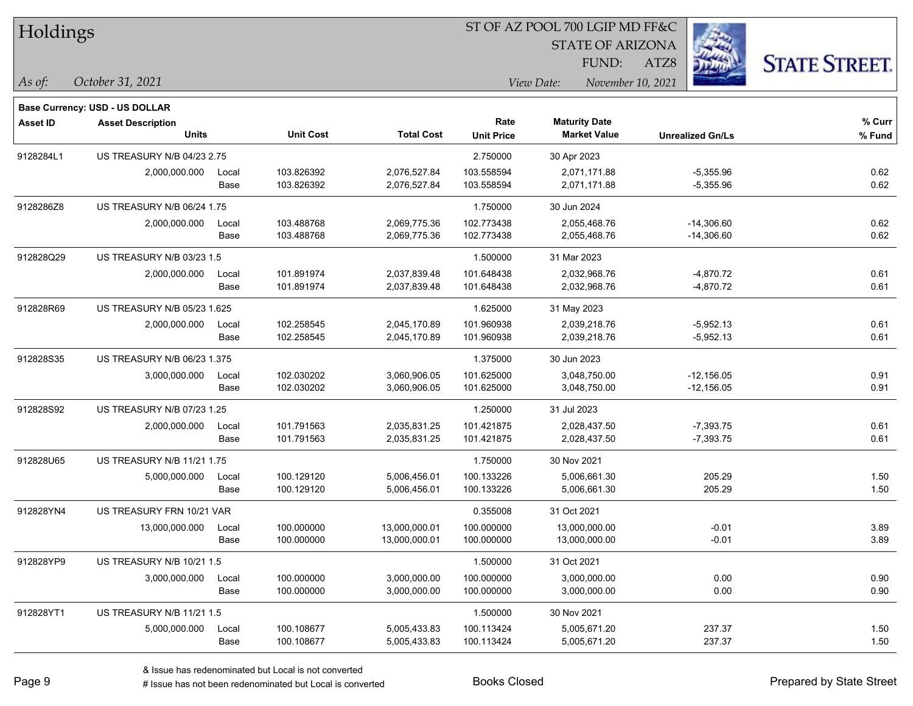# Holdings

ST OF AZ POOL 700 LGIP MD FF&C
STATE OF ARIZONA
FUND: ATZ8

*As of:* *October 31, 2021*
*View Date:* *November 10, 2021*

**Base Currency: USD - US DOLLAR**

| Asset ID | Asset Description / Units | | Unit Cost | Total Cost | Rate / Unit Price | Maturity Date / Market Value | Unrealized Gn/Ls | % Curr / % Fund |
|---|---|---|---|---|---|---|---|---|
| 9128284L1 | US TREASURY N/B 04/23 2.75 | | | | 2.750000 | 30 Apr 2023 | | |
| | 2,000,000.000 | Local | 103.826392 | 2,076,527.84 | 103.558594 | 2,071,171.88 | -5,355.96 | 0.62 |
| | | Base | 103.826392 | 2,076,527.84 | 103.558594 | 2,071,171.88 | -5,355.96 | 0.62 |
| 9128286Z8 | US TREASURY N/B 06/24 1.75 | | | | 1.750000 | 30 Jun 2024 | | |
| | 2,000,000.000 | Local | 103.488768 | 2,069,775.36 | 102.773438 | 2,055,468.76 | -14,306.60 | 0.62 |
| | | Base | 103.488768 | 2,069,775.36 | 102.773438 | 2,055,468.76 | -14,306.60 | 0.62 |
| 912828Q29 | US TREASURY N/B 03/23 1.5 | | | | 1.500000 | 31 Mar 2023 | | |
| | 2,000,000.000 | Local | 101.891974 | 2,037,839.48 | 101.648438 | 2,032,968.76 | -4,870.72 | 0.61 |
| | | Base | 101.891974 | 2,037,839.48 | 101.648438 | 2,032,968.76 | -4,870.72 | 0.61 |
| 912828R69 | US TREASURY N/B 05/23 1.625 | | | | 1.625000 | 31 May 2023 | | |
| | 2,000,000.000 | Local | 102.258545 | 2,045,170.89 | 101.960938 | 2,039,218.76 | -5,952.13 | 0.61 |
| | | Base | 102.258545 | 2,045,170.89 | 101.960938 | 2,039,218.76 | -5,952.13 | 0.61 |
| 912828S35 | US TREASURY N/B 06/23 1.375 | | | | 1.375000 | 30 Jun 2023 | | |
| | 3,000,000.000 | Local | 102.030202 | 3,060,906.05 | 101.625000 | 3,048,750.00 | -12,156.05 | 0.91 |
| | | Base | 102.030202 | 3,060,906.05 | 101.625000 | 3,048,750.00 | -12,156.05 | 0.91 |
| 912828S92 | US TREASURY N/B 07/23 1.25 | | | | 1.250000 | 31 Jul 2023 | | |
| | 2,000,000.000 | Local | 101.791563 | 2,035,831.25 | 101.421875 | 2,028,437.50 | -7,393.75 | 0.61 |
| | | Base | 101.791563 | 2,035,831.25 | 101.421875 | 2,028,437.50 | -7,393.75 | 0.61 |
| 912828U65 | US TREASURY N/B 11/21 1.75 | | | | 1.750000 | 30 Nov 2021 | | |
| | 5,000,000.000 | Local | 100.129120 | 5,006,456.01 | 100.133226 | 5,006,661.30 | 205.29 | 1.50 |
| | | Base | 100.129120 | 5,006,456.01 | 100.133226 | 5,006,661.30 | 205.29 | 1.50 |
| 912828YN4 | US TREASURY FRN 10/21 VAR | | | | 0.355008 | 31 Oct 2021 | | |
| | 13,000,000.000 | Local | 100.000000 | 13,000,000.01 | 100.000000 | 13,000,000.00 | -0.01 | 3.89 |
| | | Base | 100.000000 | 13,000,000.01 | 100.000000 | 13,000,000.00 | -0.01 | 3.89 |
| 912828YP9 | US TREASURY N/B 10/21 1.5 | | | | 1.500000 | 31 Oct 2021 | | |
| | 3,000,000.000 | Local | 100.000000 | 3,000,000.00 | 100.000000 | 3,000,000.00 | 0.00 | 0.90 |
| | | Base | 100.000000 | 3,000,000.00 | 100.000000 | 3,000,000.00 | 0.00 | 0.90 |
| 912828YT1 | US TREASURY N/B 11/21 1.5 | | | | 1.500000 | 30 Nov 2021 | | |
| | 5,000,000.000 | Local | 100.108677 | 5,005,433.83 | 100.113424 | 5,005,671.20 | 237.37 | 1.50 |
| | | Base | 100.108677 | 5,005,433.83 | 100.113424 | 5,005,671.20 | 237.37 | 1.50 |

& Issue has redenominated but Local is not converted
# Issue has not been redenominated but Local is converted

Books Closed

Prepared by State Street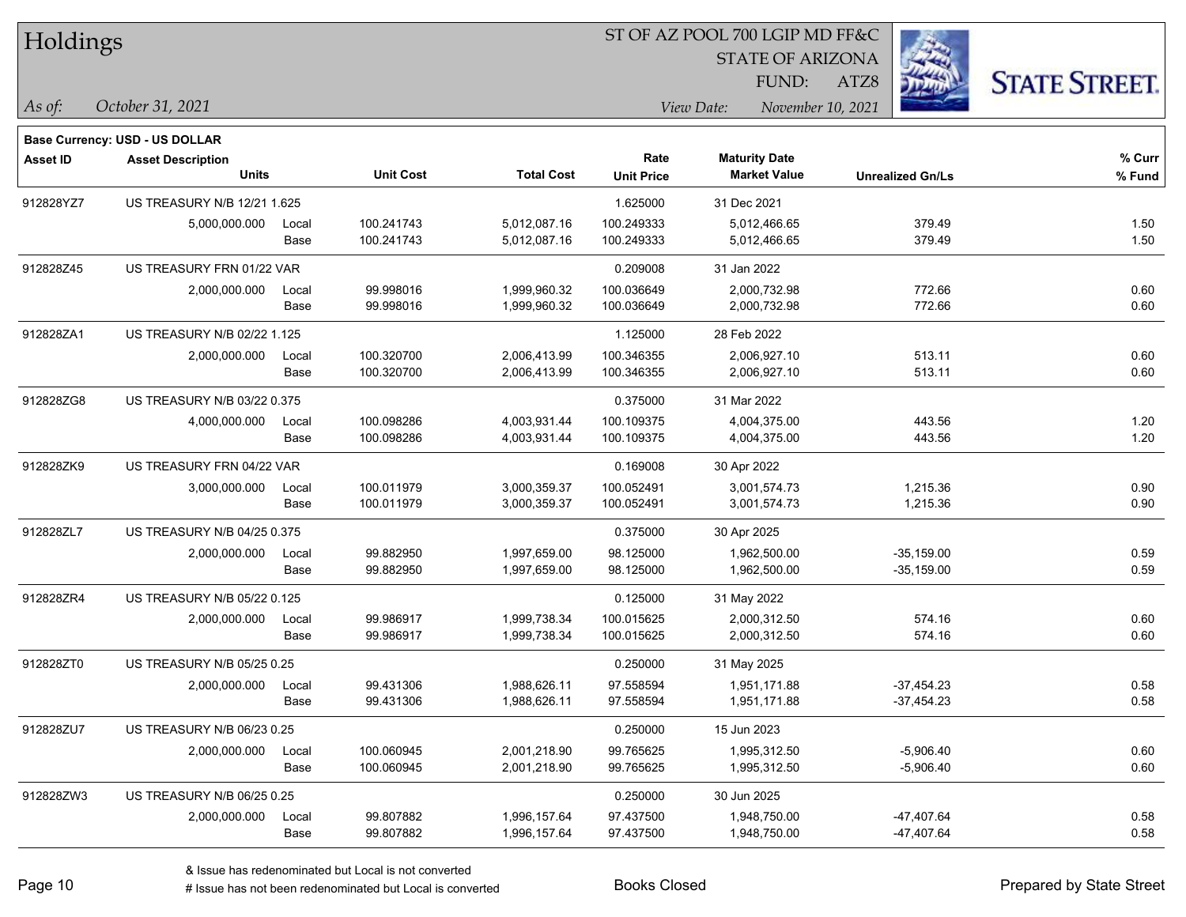# Holdings

ST OF AZ POOL 700 LGIP MD FF&C
STATE OF ARIZONA
FUND: ATZ8

*As of:* *October 31, 2021*
*View Date:* *November 10, 2021*

**STATE STREET.**

**Base Currency: USD - US DOLLAR**

| Asset ID | Asset Description / Units | | Unit Cost | Total Cost | Rate / Unit Price | Maturity Date / Market Value | Unrealized Gn/Ls | % Curr / % Fund |
|---|---|---|---|---|---|---|---|---|
| 912828YZ7 | US TREASURY N/B 12/21 1.625 | | | | 1.625000 | 31 Dec 2021 | | |
| | 5,000,000.000 | Local | 100.241743 | 5,012,087.16 | 100.249333 | 5,012,466.65 | 379.49 | 1.50 |
| | | Base | 100.241743 | 5,012,087.16 | 100.249333 | 5,012,466.65 | 379.49 | 1.50 |
| 912828Z45 | US TREASURY FRN 01/22 VAR | | | | 0.209008 | 31 Jan 2022 | | |
| | 2,000,000.000 | Local | 99.998016 | 1,999,960.32 | 100.036649 | 2,000,732.98 | 772.66 | 0.60 |
| | | Base | 99.998016 | 1,999,960.32 | 100.036649 | 2,000,732.98 | 772.66 | 0.60 |
| 912828ZA1 | US TREASURY N/B 02/22 1.125 | | | | 1.125000 | 28 Feb 2022 | | |
| | 2,000,000.000 | Local | 100.320700 | 2,006,413.99 | 100.346355 | 2,006,927.10 | 513.11 | 0.60 |
| | | Base | 100.320700 | 2,006,413.99 | 100.346355 | 2,006,927.10 | 513.11 | 0.60 |
| 912828ZG8 | US TREASURY N/B 03/22 0.375 | | | | 0.375000 | 31 Mar 2022 | | |
| | 4,000,000.000 | Local | 100.098286 | 4,003,931.44 | 100.109375 | 4,004,375.00 | 443.56 | 1.20 |
| | | Base | 100.098286 | 4,003,931.44 | 100.109375 | 4,004,375.00 | 443.56 | 1.20 |
| 912828ZK9 | US TREASURY FRN 04/22 VAR | | | | 0.169008 | 30 Apr 2022 | | |
| | 3,000,000.000 | Local | 100.011979 | 3,000,359.37 | 100.052491 | 3,001,574.73 | 1,215.36 | 0.90 |
| | | Base | 100.011979 | 3,000,359.37 | 100.052491 | 3,001,574.73 | 1,215.36 | 0.90 |
| 912828ZL7 | US TREASURY N/B 04/25 0.375 | | | | 0.375000 | 30 Apr 2025 | | |
| | 2,000,000.000 | Local | 99.882950 | 1,997,659.00 | 98.125000 | 1,962,500.00 | -35,159.00 | 0.59 |
| | | Base | 99.882950 | 1,997,659.00 | 98.125000 | 1,962,500.00 | -35,159.00 | 0.59 |
| 912828ZR4 | US TREASURY N/B 05/22 0.125 | | | | 0.125000 | 31 May 2022 | | |
| | 2,000,000.000 | Local | 99.986917 | 1,999,738.34 | 100.015625 | 2,000,312.50 | 574.16 | 0.60 |
| | | Base | 99.986917 | 1,999,738.34 | 100.015625 | 2,000,312.50 | 574.16 | 0.60 |
| 912828ZT0 | US TREASURY N/B 05/25 0.25 | | | | 0.250000 | 31 May 2025 | | |
| | 2,000,000.000 | Local | 99.431306 | 1,988,626.11 | 97.558594 | 1,951,171.88 | -37,454.23 | 0.58 |
| | | Base | 99.431306 | 1,988,626.11 | 97.558594 | 1,951,171.88 | -37,454.23 | 0.58 |
| 912828ZU7 | US TREASURY N/B 06/23 0.25 | | | | 0.250000 | 15 Jun 2023 | | |
| | 2,000,000.000 | Local | 100.060945 | 2,001,218.90 | 99.765625 | 1,995,312.50 | -5,906.40 | 0.60 |
| | | Base | 100.060945 | 2,001,218.90 | 99.765625 | 1,995,312.50 | -5,906.40 | 0.60 |
| 912828ZW3 | US TREASURY N/B 06/25 0.25 | | | | 0.250000 | 30 Jun 2025 | | |
| | 2,000,000.000 | Local | 99.807882 | 1,996,157.64 | 97.437500 | 1,948,750.00 | -47,407.64 | 0.58 |
| | | Base | 99.807882 | 1,996,157.64 | 97.437500 | 1,948,750.00 | -47,407.64 | 0.58 |

& Issue has redenominated but Local is not converted
# Issue has not been redenominated but Local is converted

Books Closed

Prepared by State Street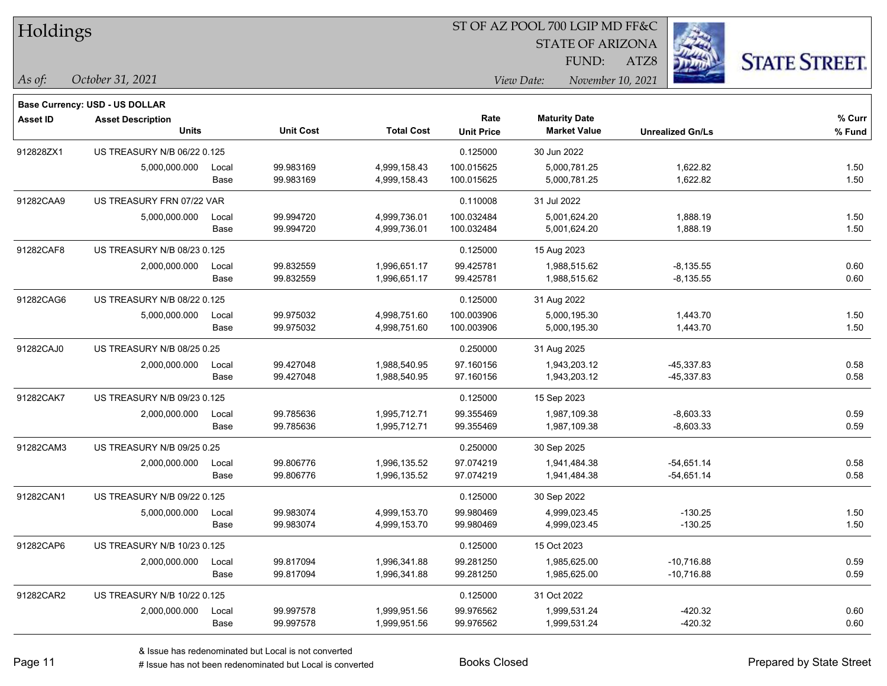# Holdings

ST OF AZ POOL 700 LGIP MD FF&C
STATE OF ARIZONA
FUND: ATZ8

*As of:* *October 31, 2021*
*View Date:* *November 10, 2021*

**Base Currency: USD - US DOLLAR**

| Asset ID | Asset Description / Units | | Unit Cost | Total Cost | Rate / Unit Price | Maturity Date / Market Value | Unrealized Gn/Ls | % Curr / % Fund |
|---|---|---|---|---|---|---|---|---|
| 912828ZX1 | US TREASURY N/B 06/22 0.125 | | | | 0.125000 | 30 Jun 2022 | | |
| | 5,000,000.000 | Local | 99.983169 | 4,999,158.43 | 100.015625 | 5,000,781.25 | 1,622.82 | 1.50 |
| | | Base | 99.983169 | 4,999,158.43 | 100.015625 | 5,000,781.25 | 1,622.82 | 1.50 |
| 91282CAA9 | US TREASURY FRN 07/22 VAR | | | | 0.110008 | 31 Jul 2022 | | |
| | 5,000,000.000 | Local | 99.994720 | 4,999,736.01 | 100.032484 | 5,001,624.20 | 1,888.19 | 1.50 |
| | | Base | 99.994720 | 4,999,736.01 | 100.032484 | 5,001,624.20 | 1,888.19 | 1.50 |
| 91282CAF8 | US TREASURY N/B 08/23 0.125 | | | | 0.125000 | 15 Aug 2023 | | |
| | 2,000,000.000 | Local | 99.832559 | 1,996,651.17 | 99.425781 | 1,988,515.62 | -8,135.55 | 0.60 |
| | | Base | 99.832559 | 1,996,651.17 | 99.425781 | 1,988,515.62 | -8,135.55 | 0.60 |
| 91282CAG6 | US TREASURY N/B 08/22 0.125 | | | | 0.125000 | 31 Aug 2022 | | |
| | 5,000,000.000 | Local | 99.975032 | 4,998,751.60 | 100.003906 | 5,000,195.30 | 1,443.70 | 1.50 |
| | | Base | 99.975032 | 4,998,751.60 | 100.003906 | 5,000,195.30 | 1,443.70 | 1.50 |
| 91282CAJ0 | US TREASURY N/B 08/25 0.25 | | | | 0.250000 | 31 Aug 2025 | | |
| | 2,000,000.000 | Local | 99.427048 | 1,988,540.95 | 97.160156 | 1,943,203.12 | -45,337.83 | 0.58 |
| | | Base | 99.427048 | 1,988,540.95 | 97.160156 | 1,943,203.12 | -45,337.83 | 0.58 |
| 91282CAK7 | US TREASURY N/B 09/23 0.125 | | | | 0.125000 | 15 Sep 2023 | | |
| | 2,000,000.000 | Local | 99.785636 | 1,995,712.71 | 99.355469 | 1,987,109.38 | -8,603.33 | 0.59 |
| | | Base | 99.785636 | 1,995,712.71 | 99.355469 | 1,987,109.38 | -8,603.33 | 0.59 |
| 91282CAM3 | US TREASURY N/B 09/25 0.25 | | | | 0.250000 | 30 Sep 2025 | | |
| | 2,000,000.000 | Local | 99.806776 | 1,996,135.52 | 97.074219 | 1,941,484.38 | -54,651.14 | 0.58 |
| | | Base | 99.806776 | 1,996,135.52 | 97.074219 | 1,941,484.38 | -54,651.14 | 0.58 |
| 91282CAN1 | US TREASURY N/B 09/22 0.125 | | | | 0.125000 | 30 Sep 2022 | | |
| | 5,000,000.000 | Local | 99.983074 | 4,999,153.70 | 99.980469 | 4,999,023.45 | -130.25 | 1.50 |
| | | Base | 99.983074 | 4,999,153.70 | 99.980469 | 4,999,023.45 | -130.25 | 1.50 |
| 91282CAP6 | US TREASURY N/B 10/23 0.125 | | | | 0.125000 | 15 Oct 2023 | | |
| | 2,000,000.000 | Local | 99.817094 | 1,996,341.88 | 99.281250 | 1,985,625.00 | -10,716.88 | 0.59 |
| | | Base | 99.817094 | 1,996,341.88 | 99.281250 | 1,985,625.00 | -10,716.88 | 0.59 |
| 91282CAR2 | US TREASURY N/B 10/22 0.125 | | | | 0.125000 | 31 Oct 2022 | | |
| | 2,000,000.000 | Local | 99.997578 | 1,999,951.56 | 99.976562 | 1,999,531.24 | -420.32 | 0.60 |
| | | Base | 99.997578 | 1,999,951.56 | 99.976562 | 1,999,531.24 | -420.32 | 0.60 |

& Issue has redenominated but Local is not converted
# Issue has not been redenominated but Local is converted

Books Closed

Prepared by State Street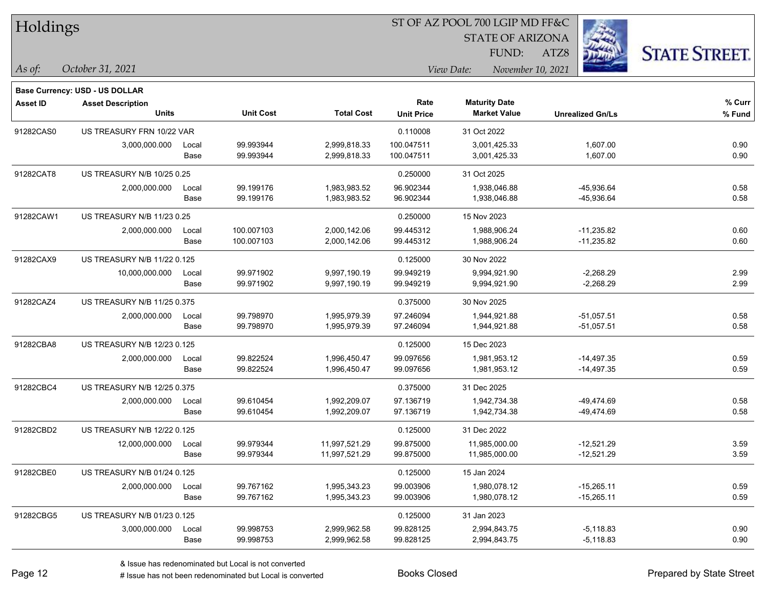# Holdings

ST OF AZ POOL 700 LGIP MD FF&C
STATE OF ARIZONA
FUND: ATZ8

*As of:* *October 31, 2021*

*View Date:* *November 10, 2021*

**Base Currency: USD - US DOLLAR**

| Asset ID | Asset Description / Units | | Unit Cost | Total Cost | Rate / Unit Price | Maturity Date / Market Value | Unrealized Gn/Ls | % Curr / % Fund |
|---|---|---|---|---|---|---|---|---|
| 91282CAS0 | US TREASURY FRN 10/22 VAR | | | | 0.110008 | 31 Oct 2022 | | |
| | 3,000,000.000 | Local | 99.993944 | 2,999,818.33 | 100.047511 | 3,001,425.33 | 1,607.00 | 0.90 |
| | | Base | 99.993944 | 2,999,818.33 | 100.047511 | 3,001,425.33 | 1,607.00 | 0.90 |
| 91282CAT8 | US TREASURY N/B 10/25 0.25 | | | | 0.250000 | 31 Oct 2025 | | |
| | 2,000,000.000 | Local | 99.199176 | 1,983,983.52 | 96.902344 | 1,938,046.88 | -45,936.64 | 0.58 |
| | | Base | 99.199176 | 1,983,983.52 | 96.902344 | 1,938,046.88 | -45,936.64 | 0.58 |
| 91282CAW1 | US TREASURY N/B 11/23 0.25 | | | | 0.250000 | 15 Nov 2023 | | |
| | 2,000,000.000 | Local | 100.007103 | 2,000,142.06 | 99.445312 | 1,988,906.24 | -11,235.82 | 0.60 |
| | | Base | 100.007103 | 2,000,142.06 | 99.445312 | 1,988,906.24 | -11,235.82 | 0.60 |
| 91282CAX9 | US TREASURY N/B 11/22 0.125 | | | | 0.125000 | 30 Nov 2022 | | |
| | 10,000,000.000 | Local | 99.971902 | 9,997,190.19 | 99.949219 | 9,994,921.90 | -2,268.29 | 2.99 |
| | | Base | 99.971902 | 9,997,190.19 | 99.949219 | 9,994,921.90 | -2,268.29 | 2.99 |
| 91282CAZ4 | US TREASURY N/B 11/25 0.375 | | | | 0.375000 | 30 Nov 2025 | | |
| | 2,000,000.000 | Local | 99.798970 | 1,995,979.39 | 97.246094 | 1,944,921.88 | -51,057.51 | 0.58 |
| | | Base | 99.798970 | 1,995,979.39 | 97.246094 | 1,944,921.88 | -51,057.51 | 0.58 |
| 91282CBA8 | US TREASURY N/B 12/23 0.125 | | | | 0.125000 | 15 Dec 2023 | | |
| | 2,000,000.000 | Local | 99.822524 | 1,996,450.47 | 99.097656 | 1,981,953.12 | -14,497.35 | 0.59 |
| | | Base | 99.822524 | 1,996,450.47 | 99.097656 | 1,981,953.12 | -14,497.35 | 0.59 |
| 91282CBC4 | US TREASURY N/B 12/25 0.375 | | | | 0.375000 | 31 Dec 2025 | | |
| | 2,000,000.000 | Local | 99.610454 | 1,992,209.07 | 97.136719 | 1,942,734.38 | -49,474.69 | 0.58 |
| | | Base | 99.610454 | 1,992,209.07 | 97.136719 | 1,942,734.38 | -49,474.69 | 0.58 |
| 91282CBD2 | US TREASURY N/B 12/22 0.125 | | | | 0.125000 | 31 Dec 2022 | | |
| | 12,000,000.000 | Local | 99.979344 | 11,997,521.29 | 99.875000 | 11,985,000.00 | -12,521.29 | 3.59 |
| | | Base | 99.979344 | 11,997,521.29 | 99.875000 | 11,985,000.00 | -12,521.29 | 3.59 |
| 91282CBE0 | US TREASURY N/B 01/24 0.125 | | | | 0.125000 | 15 Jan 2024 | | |
| | 2,000,000.000 | Local | 99.767162 | 1,995,343.23 | 99.003906 | 1,980,078.12 | -15,265.11 | 0.59 |
| | | Base | 99.767162 | 1,995,343.23 | 99.003906 | 1,980,078.12 | -15,265.11 | 0.59 |
| 91282CBG5 | US TREASURY N/B 01/23 0.125 | | | | 0.125000 | 31 Jan 2023 | | |
| | 3,000,000.000 | Local | 99.998753 | 2,999,962.58 | 99.828125 | 2,994,843.75 | -5,118.83 | 0.90 |
| | | Base | 99.998753 | 2,999,962.58 | 99.828125 | 2,994,843.75 | -5,118.83 | 0.90 |

& Issue has redenominated but Local is not converted
# Issue has not been redenominated but Local is converted

Books Closed

Prepared by State Street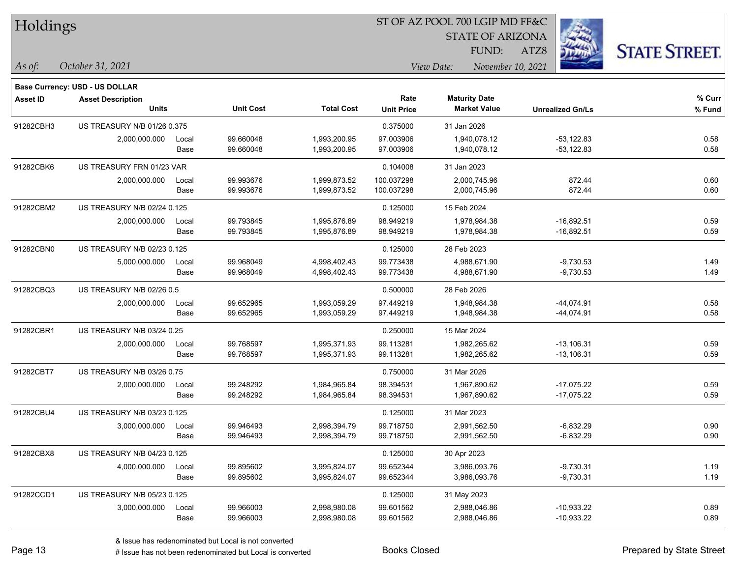**Base Currency: USD - US DOLLAR**

| Asset ID | Asset Description / Units | | Unit Cost | Total Cost | Rate / Unit Price | Maturity Date / Market Value | Unrealized Gn/Ls | % Curr / % Fund |
|---|---|---|---|---|---|---|---|---|
| 91282CBH3 | US TREASURY N/B 01/26 0.375 | | | | 0.375000 | 31 Jan 2026 | | |
| | 2,000,000.000 | Local | 99.660048 | 1,993,200.95 | 97.003906 | 1,940,078.12 | -53,122.83 | 0.58 |
| | | Base | 99.660048 | 1,993,200.95 | 97.003906 | 1,940,078.12 | -53,122.83 | 0.58 |
| 91282CBK6 | US TREASURY FRN 01/23 VAR | | | | 0.104008 | 31 Jan 2023 | | |
| | 2,000,000.000 | Local | 99.993676 | 1,999,873.52 | 100.037298 | 2,000,745.96 | 872.44 | 0.60 |
| | | Base | 99.993676 | 1,999,873.52 | 100.037298 | 2,000,745.96 | 872.44 | 0.60 |
| 91282CBM2 | US TREASURY N/B 02/24 0.125 | | | | 0.125000 | 15 Feb 2024 | | |
| | 2,000,000.000 | Local | 99.793845 | 1,995,876.89 | 98.949219 | 1,978,984.38 | -16,892.51 | 0.59 |
| | | Base | 99.793845 | 1,995,876.89 | 98.949219 | 1,978,984.38 | -16,892.51 | 0.59 |
| 91282CBN0 | US TREASURY N/B 02/23 0.125 | | | | 0.125000 | 28 Feb 2023 | | |
| | 5,000,000.000 | Local | 99.968049 | 4,998,402.43 | 99.773438 | 4,988,671.90 | -9,730.53 | 1.49 |
| | | Base | 99.968049 | 4,998,402.43 | 99.773438 | 4,988,671.90 | -9,730.53 | 1.49 |
| 91282CBQ3 | US TREASURY N/B 02/26 0.5 | | | | 0.500000 | 28 Feb 2026 | | |
| | 2,000,000.000 | Local | 99.652965 | 1,993,059.29 | 97.449219 | 1,948,984.38 | -44,074.91 | 0.58 |
| | | Base | 99.652965 | 1,993,059.29 | 97.449219 | 1,948,984.38 | -44,074.91 | 0.58 |
| 91282CBR1 | US TREASURY N/B 03/24 0.25 | | | | 0.250000 | 15 Mar 2024 | | |
| | 2,000,000.000 | Local | 99.768597 | 1,995,371.93 | 99.113281 | 1,982,265.62 | -13,106.31 | 0.59 |
| | | Base | 99.768597 | 1,995,371.93 | 99.113281 | 1,982,265.62 | -13,106.31 | 0.59 |
| 91282CBT7 | US TREASURY N/B 03/26 0.75 | | | | 0.750000 | 31 Mar 2026 | | |
| | 2,000,000.000 | Local | 99.248292 | 1,984,965.84 | 98.394531 | 1,967,890.62 | -17,075.22 | 0.59 |
| | | Base | 99.248292 | 1,984,965.84 | 98.394531 | 1,967,890.62 | -17,075.22 | 0.59 |
| 91282CBU4 | US TREASURY N/B 03/23 0.125 | | | | 0.125000 | 31 Mar 2023 | | |
| | 3,000,000.000 | Local | 99.946493 | 2,998,394.79 | 99.718750 | 2,991,562.50 | -6,832.29 | 0.90 |
| | | Base | 99.946493 | 2,998,394.79 | 99.718750 | 2,991,562.50 | -6,832.29 | 0.90 |
| 91282CBX8 | US TREASURY N/B 04/23 0.125 | | | | 0.125000 | 30 Apr 2023 | | |
| | 4,000,000.000 | Local | 99.895602 | 3,995,824.07 | 99.652344 | 3,986,093.76 | -9,730.31 | 1.19 |
| | | Base | 99.895602 | 3,995,824.07 | 99.652344 | 3,986,093.76 | -9,730.31 | 1.19 |
| 91282CCD1 | US TREASURY N/B 05/23 0.125 | | | | 0.125000 | 31 May 2023 | | |
| | 3,000,000.000 | Local | 99.966003 | 2,998,980.08 | 99.601562 | 2,988,046.86 | -10,933.22 | 0.89 |
| | | Base | 99.966003 | 2,998,980.08 | 99.601562 | 2,988,046.86 | -10,933.22 | 0.89 |

& Issue has redenominated but Local is not converted

# Issue has not been redenominated but Local is converted

Books Closed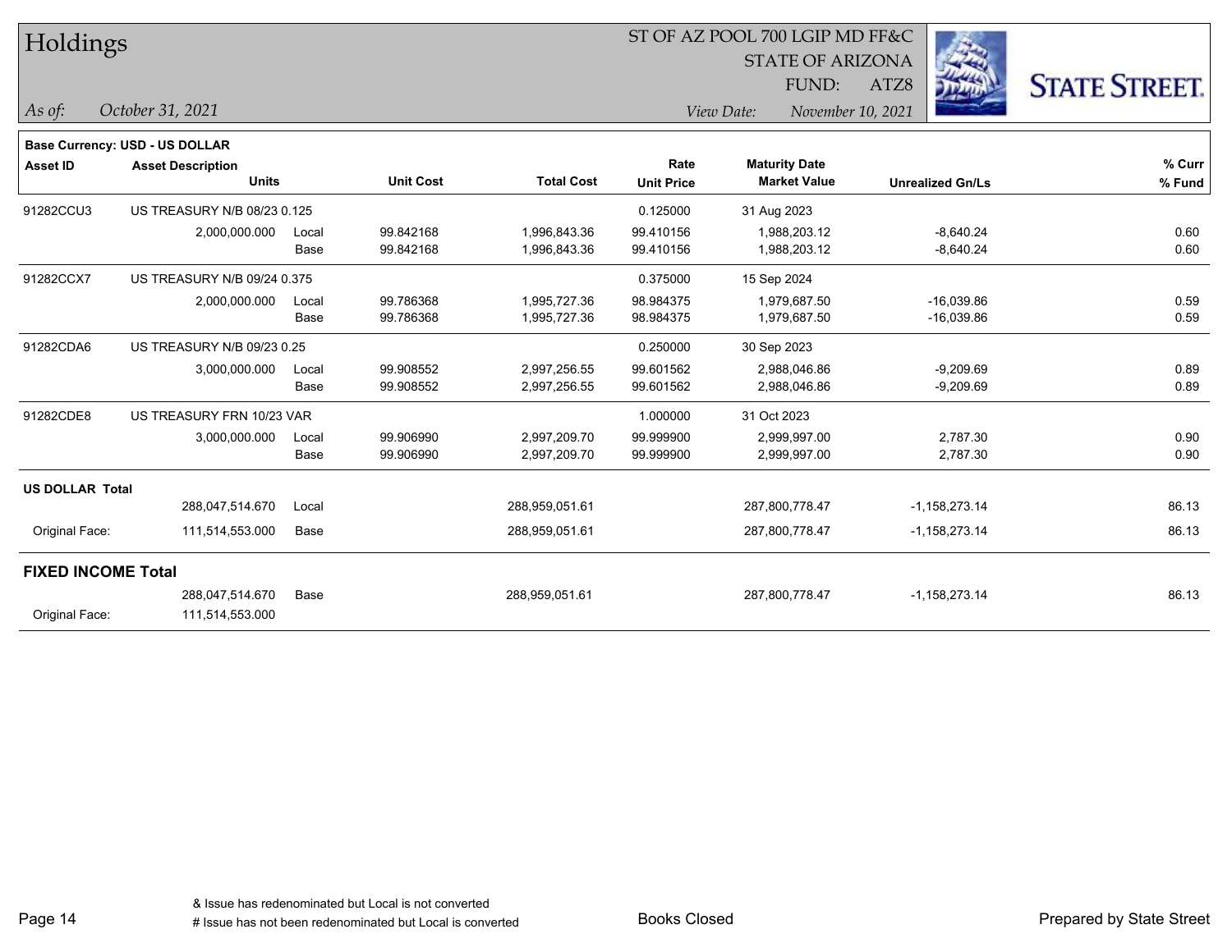# Holdings

ST OF AZ POOL 700 LGIP MD FF&C
STATE OF ARIZONA
FUND: ATZ8

*As of:* *October 31, 2021*

*View Date:* *November 10, 2021*

**Base Currency: USD - US DOLLAR**

| Asset ID | Asset Description / Units | | Unit Cost | Total Cost | Rate / Unit Price | Maturity Date / Market Value | Unrealized Gn/Ls | % Curr / % Fund |
|---|---|---|---|---|---|---|---|---|
| 91282CCU3 | US TREASURY N/B 08/23 0.125 | | | | 0.125000 | 31 Aug 2023 | | |
| | 2,000,000.000 | Local | 99.842168 | 1,996,843.36 | 99.410156 | 1,988,203.12 | -8,640.24 | 0.60 |
| | | Base | 99.842168 | 1,996,843.36 | 99.410156 | 1,988,203.12 | -8,640.24 | 0.60 |
| 91282CCX7 | US TREASURY N/B 09/24 0.375 | | | | 0.375000 | 15 Sep 2024 | | |
| | 2,000,000.000 | Local | 99.786368 | 1,995,727.36 | 98.984375 | 1,979,687.50 | -16,039.86 | 0.59 |
| | | Base | 99.786368 | 1,995,727.36 | 98.984375 | 1,979,687.50 | -16,039.86 | 0.59 |
| 91282CDA6 | US TREASURY N/B 09/23 0.25 | | | | 0.250000 | 30 Sep 2023 | | |
| | 3,000,000.000 | Local | 99.908552 | 2,997,256.55 | 99.601562 | 2,988,046.86 | -9,209.69 | 0.89 |
| | | Base | 99.908552 | 2,997,256.55 | 99.601562 | 2,988,046.86 | -9,209.69 | 0.89 |
| 91282CDE8 | US TREASURY FRN 10/23 VAR | | | | 1.000000 | 31 Oct 2023 | | |
| | 3,000,000.000 | Local | 99.906990 | 2,997,209.70 | 99.999900 | 2,999,997.00 | 2,787.30 | 0.90 |
| | | Base | 99.906990 | 2,997,209.70 | 99.999900 | 2,999,997.00 | 2,787.30 | 0.90 |
| **US DOLLAR Total** | | | | | | | | |
| | 288,047,514.670 | Local | | 288,959,051.61 | | 287,800,778.47 | -1,158,273.14 | 86.13 |
| Original Face: | 111,514,553.000 | Base | | 288,959,051.61 | | 287,800,778.47 | -1,158,273.14 | 86.13 |
| **FIXED INCOME Total** | | | | | | | | |
| | 288,047,514.670 | Base | | 288,959,051.61 | | 287,800,778.47 | -1,158,273.14 | 86.13 |
| Original Face: | 111,514,553.000 | | | | | | | |

& Issue has redenominated but Local is not converted
# Issue has not been redenominated but Local is converted

Books Closed

Prepared by State Street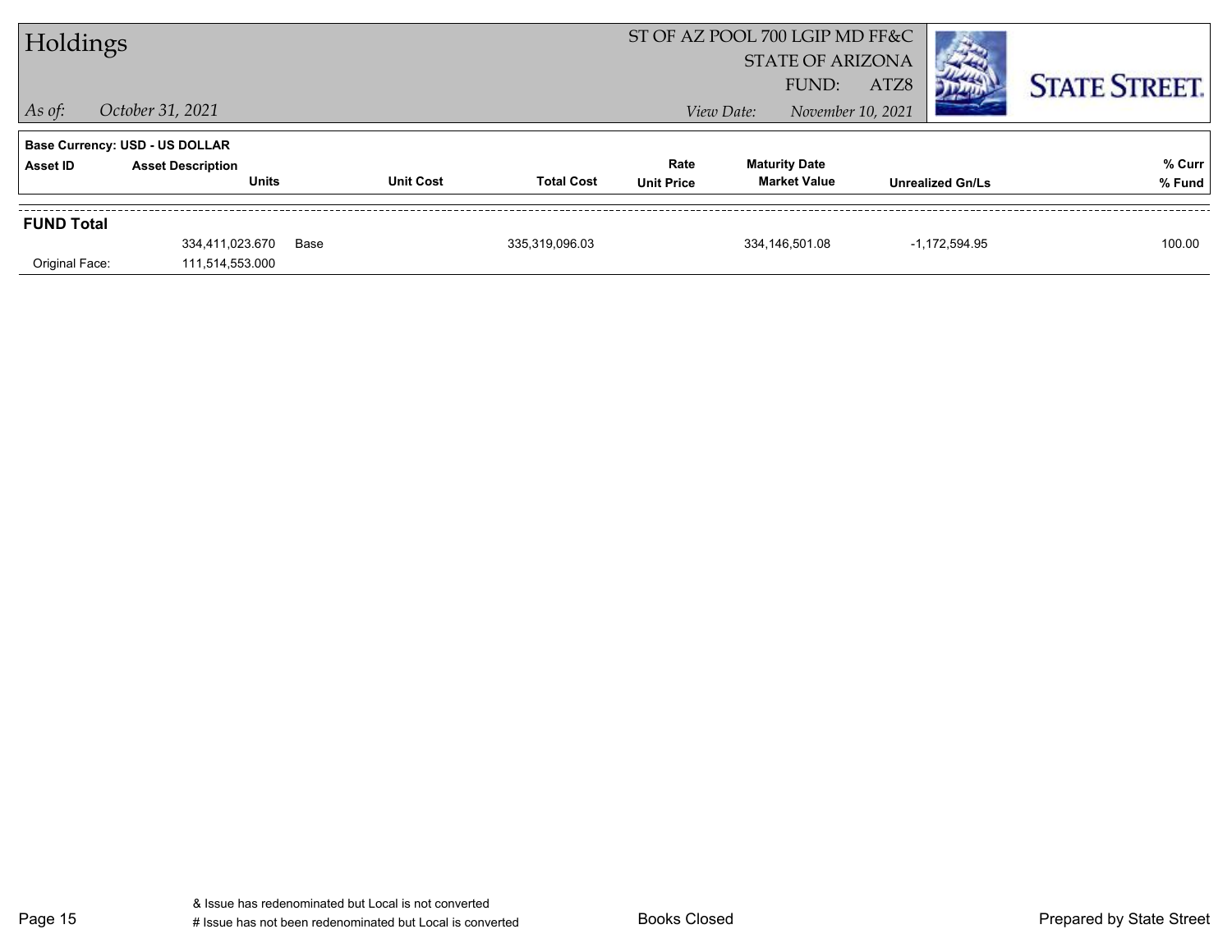# Holdings

ST OF AZ POOL 700 LGIP MD FF&C
STATE OF ARIZONA
FUND: ATZ8

*As of:* *October 31, 2021*

*View Date:* *November 10, 2021*

STATE STREET.

**Base Currency: USD - US DOLLAR**

| Asset ID | Asset Description / Units | Unit Cost | Total Cost | Rate / Unit Price | Maturity Date / Market Value | Unrealized Gn/Ls | % Curr / % Fund |
|---|---|---|---|---|---|---|---|
| **FUND Total** | | | | | | | |
| | 334,411,023.670 | Base | 335,319,096.03 | | 334,146,501.08 | -1,172,594.95 | 100.00 |
| Original Face: | 111,514,553.000 | | | | | | |

& Issue has redenominated but Local is not converted
# Issue has not been redenominated but Local is converted

Books Closed

Prepared by State Street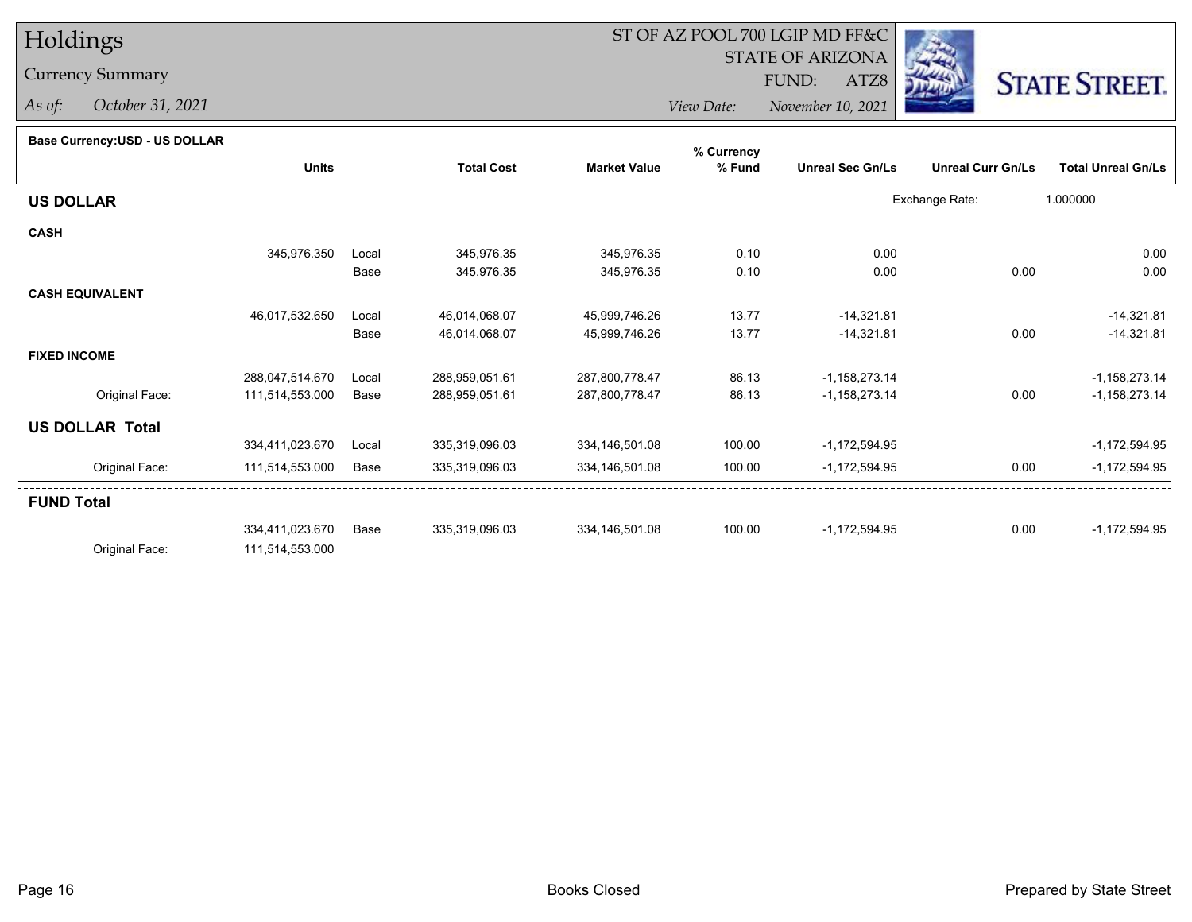# Holdings

## Currency Summary

*As of:* *October 31, 2021*

ST OF AZ POOL 700 LGIP MD FF&C
STATE OF ARIZONA
FUND: ATZ8

*View Date:* *November 10, 2021*

**Base Currency:USD - US DOLLAR**

| | Units | | Total Cost | Market Value | % Currency % Fund | Unreal Sec Gn/Ls | Unreal Curr Gn/Ls | Total Unreal Gn/Ls |
|---|---|---|---|---|---|---|---|---|
| **US DOLLAR** | | | | | | | Exchange Rate: | 1.000000 |
| **CASH** | | | | | | | | |
| | 345,976.350 | Local | 345,976.35 | 345,976.35 | 0.10 | 0.00 | | 0.00 |
| | | Base | 345,976.35 | 345,976.35 | 0.10 | 0.00 | 0.00 | 0.00 |
| **CASH EQUIVALENT** | | | | | | | | |
| | 46,017,532.650 | Local | 46,014,068.07 | 45,999,746.26 | 13.77 | -14,321.81 | | -14,321.81 |
| | | Base | 46,014,068.07 | 45,999,746.26 | 13.77 | -14,321.81 | 0.00 | -14,321.81 |
| **FIXED INCOME** | | | | | | | | |
| | 288,047,514.670 | Local | 288,959,051.61 | 287,800,778.47 | 86.13 | -1,158,273.14 | | -1,158,273.14 |
| Original Face: | 111,514,553.000 | Base | 288,959,051.61 | 287,800,778.47 | 86.13 | -1,158,273.14 | 0.00 | -1,158,273.14 |
| **US DOLLAR Total** | | | | | | | | |
| | 334,411,023.670 | Local | 335,319,096.03 | 334,146,501.08 | 100.00 | -1,172,594.95 | | -1,172,594.95 |
| Original Face: | 111,514,553.000 | Base | 335,319,096.03 | 334,146,501.08 | 100.00 | -1,172,594.95 | 0.00 | -1,172,594.95 |
| **FUND Total** | | | | | | | | |
| | 334,411,023.670 | Base | 335,319,096.03 | 334,146,501.08 | 100.00 | -1,172,594.95 | 0.00 | -1,172,594.95 |
| Original Face: | 111,514,553.000 | | | | | | | |

Books Closed

Prepared by State Street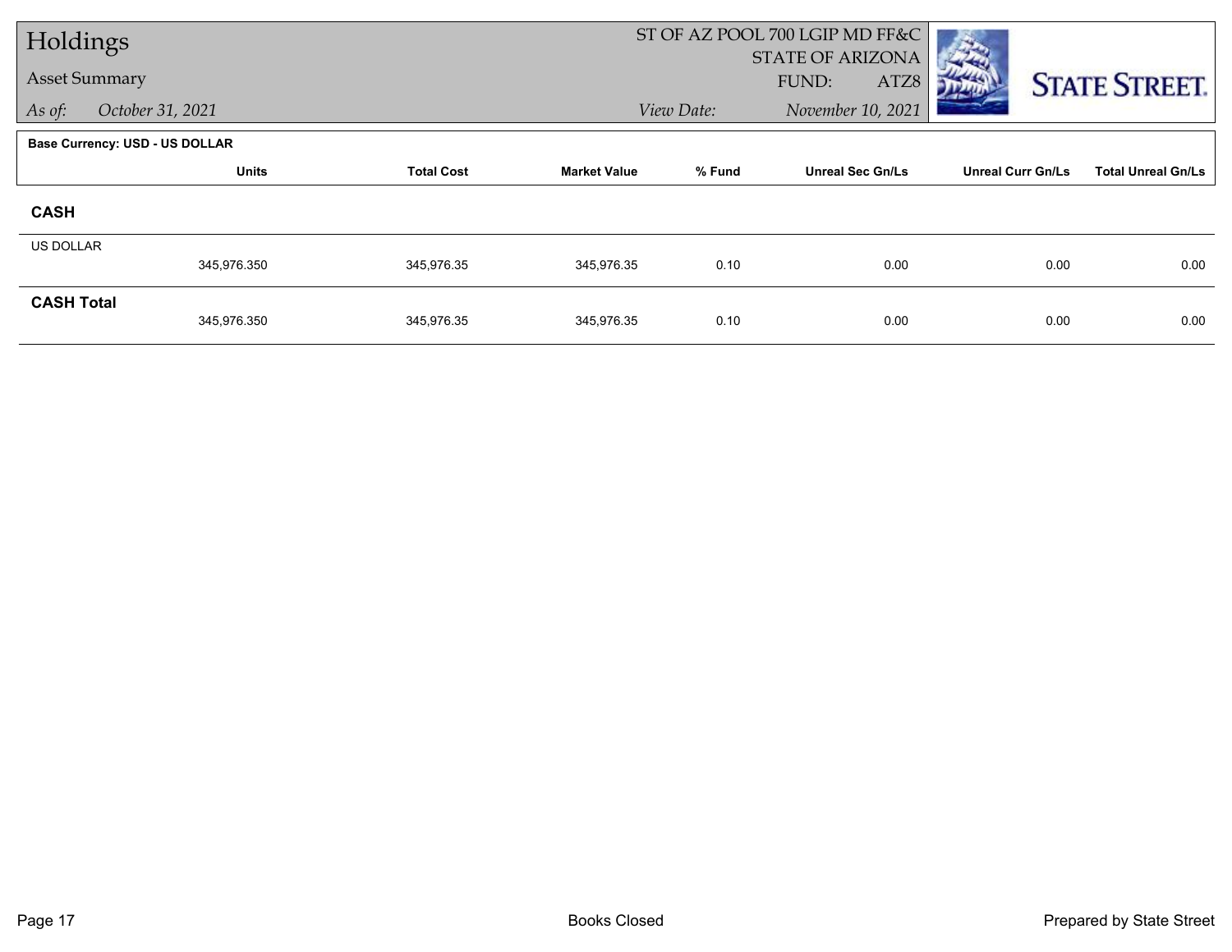# Holdings

**Asset Summary**

*As of:* *October 31, 2021*

ST OF AZ POOL 700 LGIP MD FF&C
STATE OF ARIZONA
FUND: ATZ8

*View Date:* *November 10, 2021*

**Base Currency: USD - US DOLLAR**

| | Units | Total Cost | Market Value | % Fund | Unreal Sec Gn/Ls | Unreal Curr Gn/Ls | Total Unreal Gn/Ls |
|---|---|---|---|---|---|---|---|
| **CASH** | | | | | | | |
| US DOLLAR | 345,976.350 | 345,976.35 | 345,976.35 | 0.10 | 0.00 | 0.00 | 0.00 |
| **CASH Total** | 345,976.350 | 345,976.35 | 345,976.35 | 0.10 | 0.00 | 0.00 | 0.00 |

Books Closed

Prepared by State Street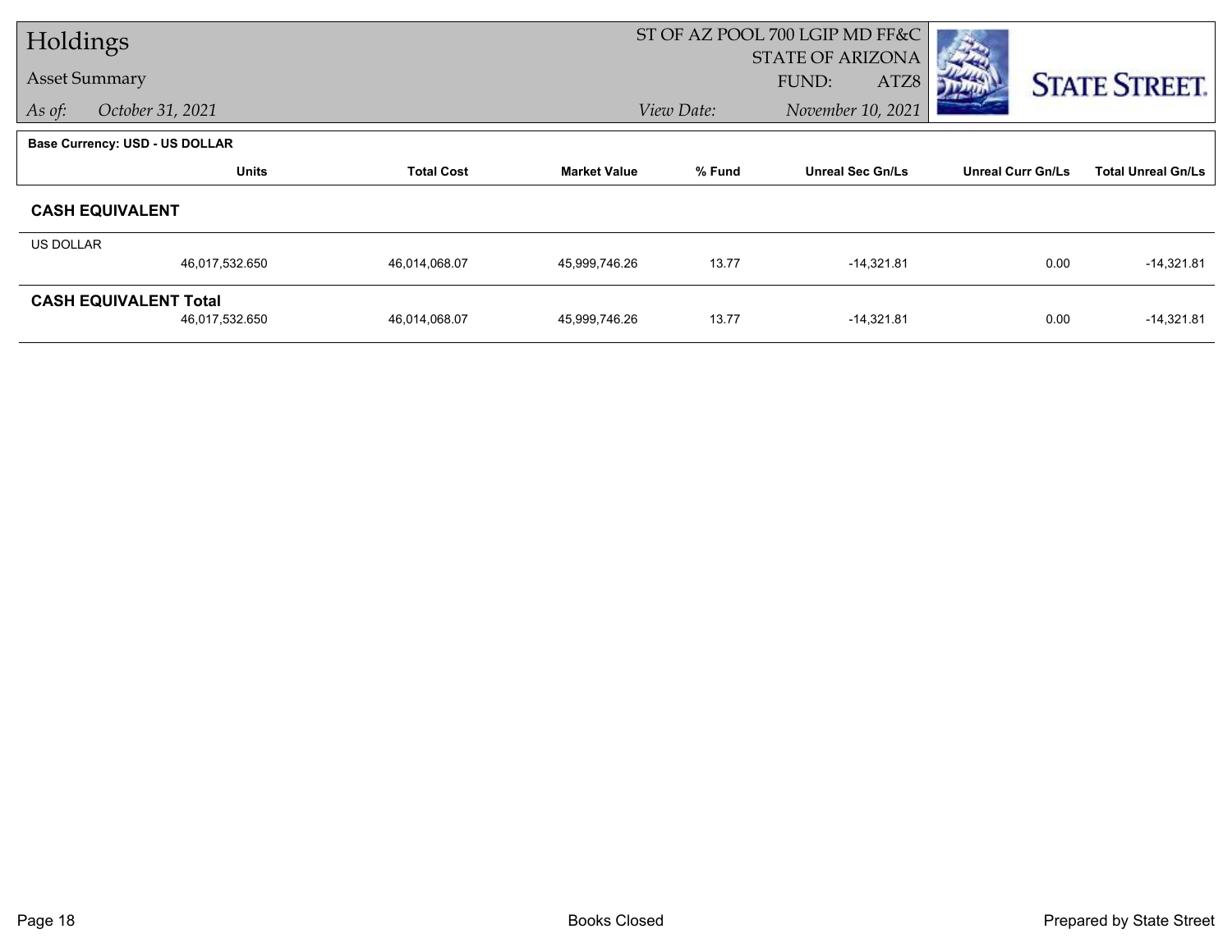# Holdings

## Asset Summary

*As of:* October 31, 2021

ST OF AZ POOL 700 LGIP MD FF&C
STATE OF ARIZONA
FUND: ATZ8
*View Date:* November 10, 2021

**Base Currency: USD - US DOLLAR**

| | Units | Total Cost | Market Value | % Fund | Unreal Sec Gn/Ls | Unreal Curr Gn/Ls | Total Unreal Gn/Ls |
|---|---|---|---|---|---|---|---|
| **CASH EQUIVALENT** | | | | | | | |
| US DOLLAR | 46,017,532.650 | 46,014,068.07 | 45,999,746.26 | 13.77 | -14,321.81 | 0.00 | -14,321.81 |
| **CASH EQUIVALENT Total** | 46,017,532.650 | 46,014,068.07 | 45,999,746.26 | 13.77 | -14,321.81 | 0.00 | -14,321.81 |

Books Closed

Prepared by State Street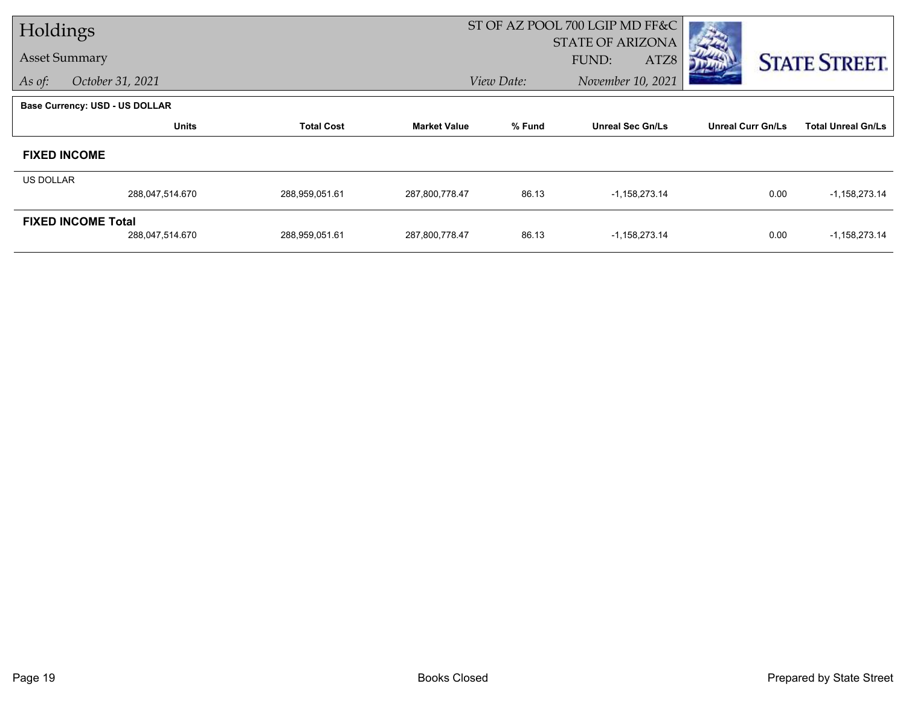# Holdings

**Asset Summary**

*As of:* October 31, 2021

ST OF AZ POOL 700 LGIP MD FF&C
STATE OF ARIZONA
FUND: ATZ8

*View Date:* November 10, 2021

STATE STREET.

**Base Currency: USD - US DOLLAR**

| | Units | Total Cost | Market Value | % Fund | Unreal Sec Gn/Ls | Unreal Curr Gn/Ls | Total Unreal Gn/Ls |
|---|---|---|---|---|---|---|---|
| **FIXED INCOME** | | | | | | | |
| US DOLLAR | 288,047,514.670 | 288,959,051.61 | 287,800,778.47 | 86.13 | -1,158,273.14 | 0.00 | -1,158,273.14 |
| **FIXED INCOME Total** | 288,047,514.670 | 288,959,051.61 | 287,800,778.47 | 86.13 | -1,158,273.14 | 0.00 | -1,158,273.14 |

Books Closed

Prepared by State Street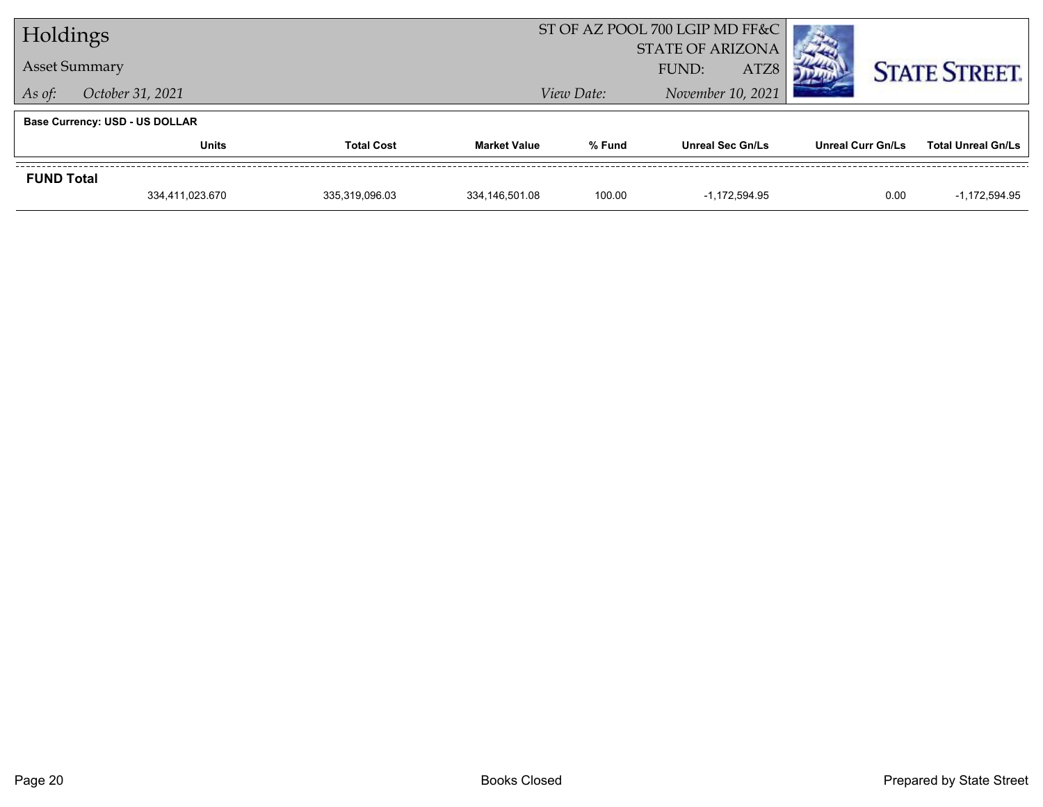# Holdings

## Asset Summary

*As of:* *October 31, 2021*

ST OF AZ POOL 700 LGIP MD FF&C
STATE OF ARIZONA
FUND: ATZ8

*View Date:* *November 10, 2021*

STATE STREET.

**Base Currency: USD - US DOLLAR**

| | Units | Total Cost | Market Value | % Fund | Unreal Sec Gn/Ls | Unreal Curr Gn/Ls | Total Unreal Gn/Ls |
|---|---|---|---|---|---|---|---|
| **FUND Total** | | | | | | | |
| | 334,411,023.670 | 335,319,096.03 | 334,146,501.08 | 100.00 | -1,172,594.95 | 0.00 | -1,172,594.95 |

Books Closed

Prepared by State Street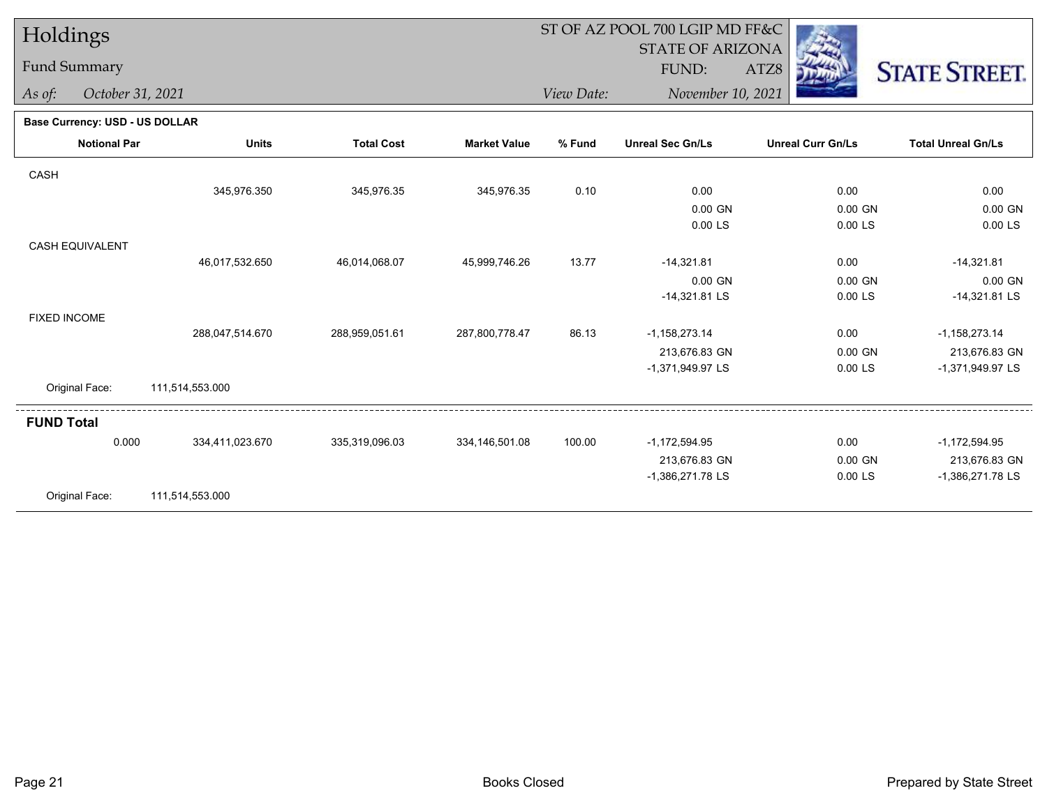# Holdings

## Fund Summary

*As of:* *October 31, 2021*

ST OF AZ POOL 700 LGIP MD FF&C
STATE OF ARIZONA
FUND: ATZ8

*View Date:* *November 10, 2021*

STATE STREET.

**Base Currency: USD - US DOLLAR**

| Notional Par | Units | Total Cost | Market Value | % Fund | Unreal Sec Gn/Ls | Unreal Curr Gn/Ls | Total Unreal Gn/Ls |
|---|---|---|---|---|---|---|---|
| CASH | | | | | | | |
| | 345,976.350 | 345,976.35 | 345,976.35 | 0.10 | 0.00 | 0.00 | 0.00 |
| | | | | | 0.00 GN | 0.00 GN | 0.00 GN |
| | | | | | 0.00 LS | 0.00 LS | 0.00 LS |
| CASH EQUIVALENT | | | | | | | |
| | 46,017,532.650 | 46,014,068.07 | 45,999,746.26 | 13.77 | -14,321.81 | 0.00 | -14,321.81 |
| | | | | | 0.00 GN | 0.00 GN | 0.00 GN |
| | | | | | -14,321.81 LS | 0.00 LS | -14,321.81 LS |
| FIXED INCOME | | | | | | | |
| | 288,047,514.670 | 288,959,051.61 | 287,800,778.47 | 86.13 | -1,158,273.14 | 0.00 | -1,158,273.14 |
| | | | | | 213,676.83 GN | 0.00 GN | 213,676.83 GN |
| | | | | | -1,371,949.97 LS | 0.00 LS | -1,371,949.97 LS |
| Original Face: 111,514,553.000 | | | | | | | |
| **FUND Total** | | | | | | | |
| 0.000 | 334,411,023.670 | 335,319,096.03 | 334,146,501.08 | 100.00 | -1,172,594.95 | 0.00 | -1,172,594.95 |
| | | | | | 213,676.83 GN | 0.00 GN | 213,676.83 GN |
| | | | | | -1,386,271.78 LS | 0.00 LS | -1,386,271.78 LS |
| Original Face: 111,514,553.000 | | | | | | | |

Books Closed

Prepared by State Street